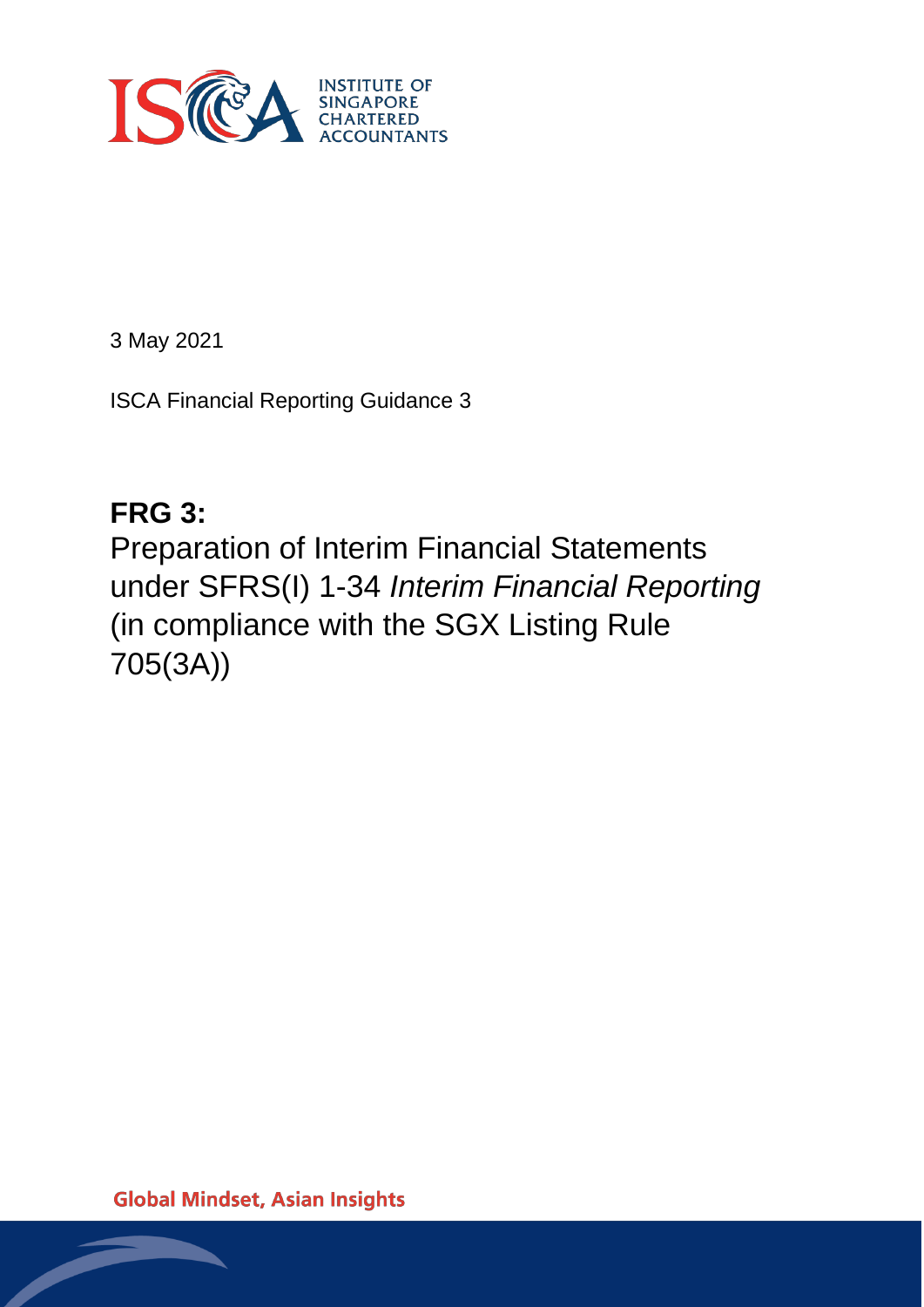INSTITUTE OF SINGAPORE CHARTERED ACCOUNTANTS

3 May 2021

ISCA Financial Reporting Guidance 3

# FRG 3:

Preparation of Interim Financial Statements under SFRS(I) 1-34 *Interim Financial Reporting* (in compliance with the SGX Listing Rule 705(3A))

Global Mindset, Asian Insights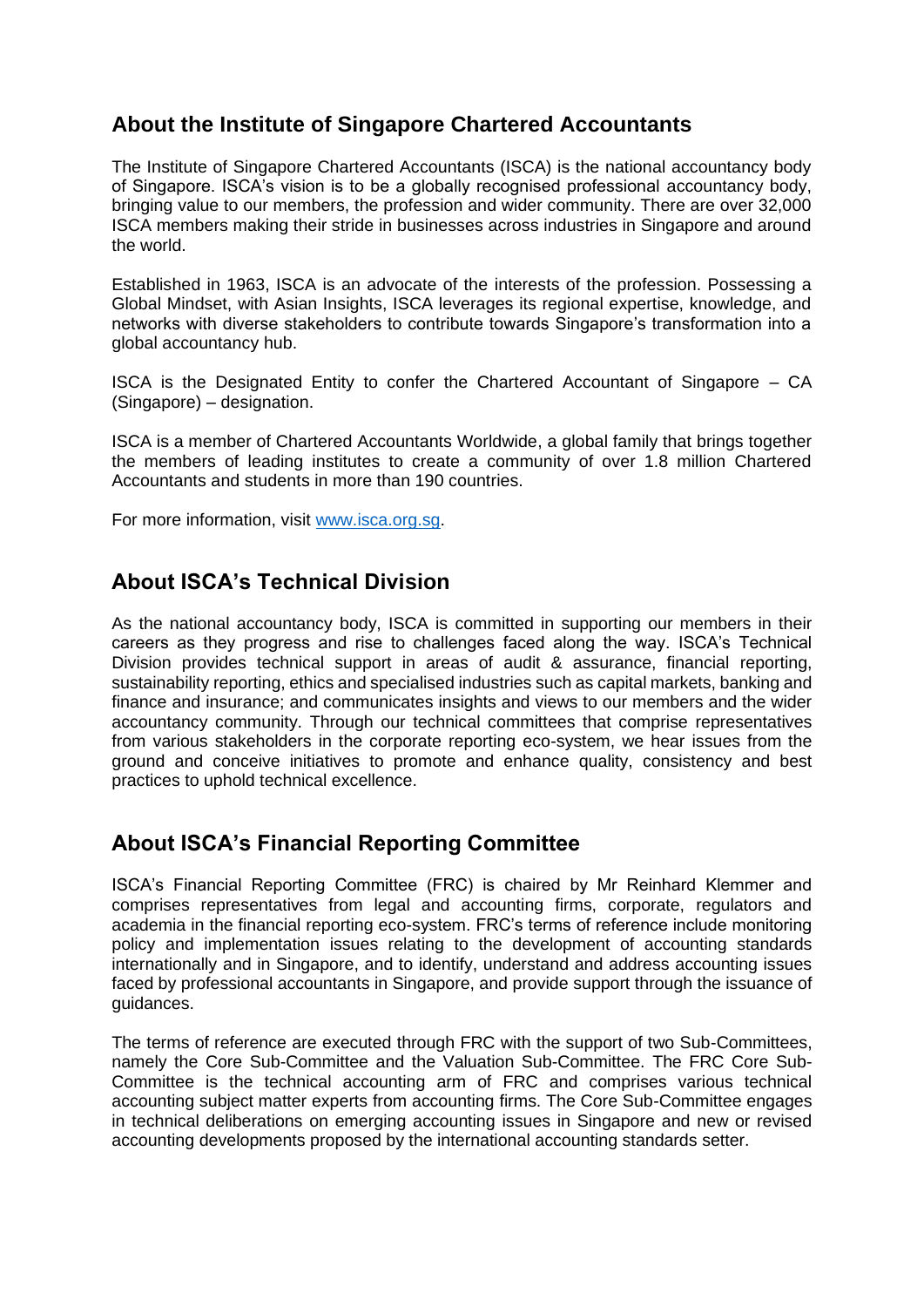## About the Institute of Singapore Chartered Accountants

The Institute of Singapore Chartered Accountants (ISCA) is the national accountancy body of Singapore. ISCA's vision is to be a globally recognised professional accountancy body, bringing value to our members, the profession and wider community. There are over 32,000 ISCA members making their stride in businesses across industries in Singapore and around the world.

Established in 1963, ISCA is an advocate of the interests of the profession. Possessing a Global Mindset, with Asian Insights, ISCA leverages its regional expertise, knowledge, and networks with diverse stakeholders to contribute towards Singapore's transformation into a global accountancy hub.

ISCA is the Designated Entity to confer the Chartered Accountant of Singapore – CA (Singapore) – designation.

ISCA is a member of Chartered Accountants Worldwide, a global family that brings together the members of leading institutes to create a community of over 1.8 million Chartered Accountants and students in more than 190 countries.

For more information, visit [www.isca.org.sg](www.isca.org.sg).

## About ISCA's Technical Division

As the national accountancy body, ISCA is committed in supporting our members in their careers as they progress and rise to challenges faced along the way. ISCA's Technical Division provides technical support in areas of audit & assurance, financial reporting, sustainability reporting, ethics and specialised industries such as capital markets, banking and finance and insurance; and communicates insights and views to our members and the wider accountancy community. Through our technical committees that comprise representatives from various stakeholders in the corporate reporting eco-system, we hear issues from the ground and conceive initiatives to promote and enhance quality, consistency and best practices to uphold technical excellence.

## About ISCA's Financial Reporting Committee

ISCA's Financial Reporting Committee (FRC) is chaired by Mr Reinhard Klemmer and comprises representatives from legal and accounting firms, corporate, regulators and academia in the financial reporting eco-system. FRC's terms of reference include monitoring policy and implementation issues relating to the development of accounting standards internationally and in Singapore, and to identify, understand and address accounting issues faced by professional accountants in Singapore, and provide support through the issuance of guidances.

The terms of reference are executed through FRC with the support of two Sub-Committees, namely the Core Sub-Committee and the Valuation Sub-Committee. The FRC Core Sub-Committee is the technical accounting arm of FRC and comprises various technical accounting subject matter experts from accounting firms. The Core Sub-Committee engages in technical deliberations on emerging accounting issues in Singapore and new or revised accounting developments proposed by the international accounting standards setter.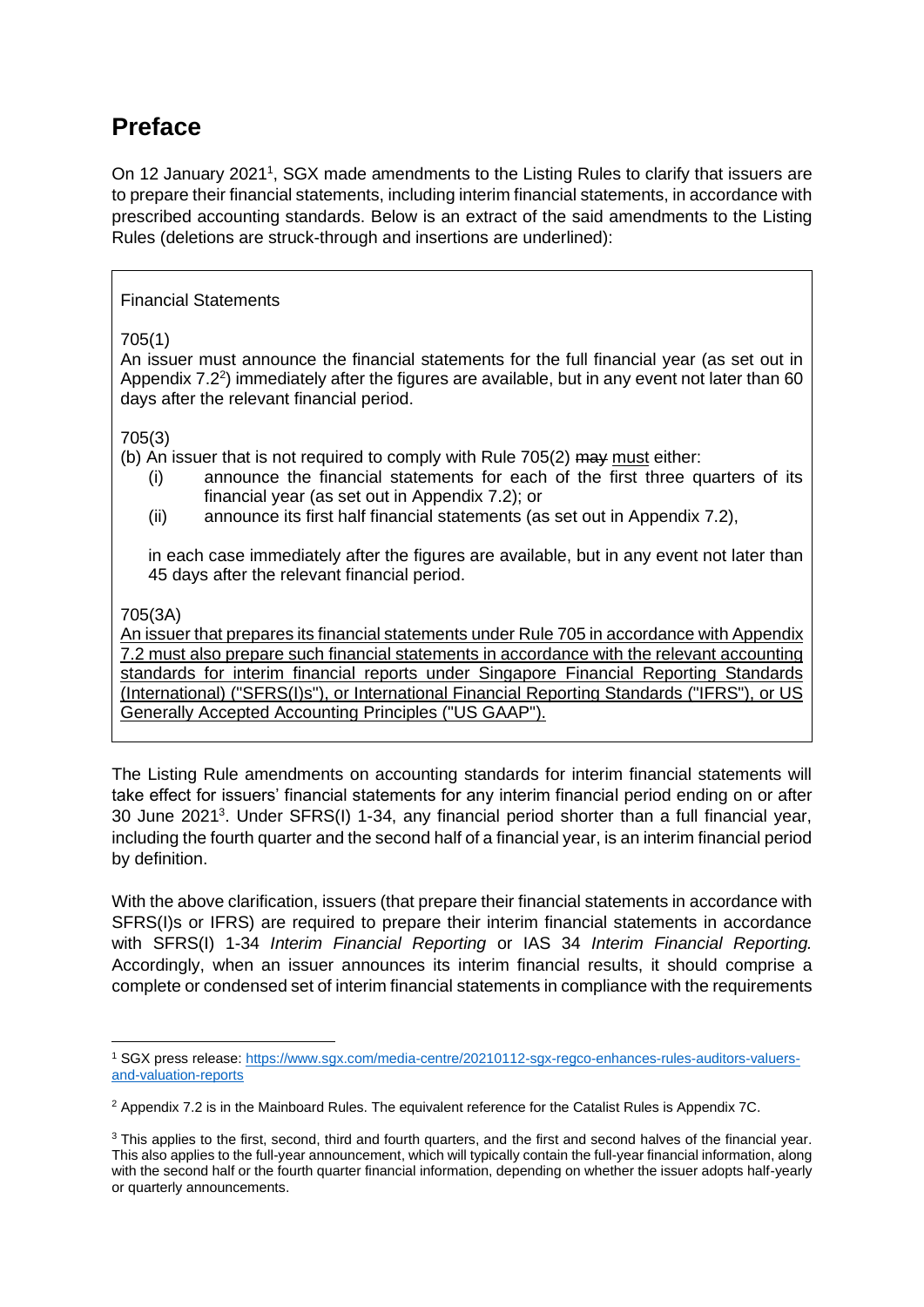# Preface

On 12 January 2021[1], SGX made amendments to the Listing Rules to clarify that issuers are to prepare their financial statements, including interim financial statements, in accordance with prescribed accounting standards. Below is an extract of the said amendments to the Listing Rules (deletions are struck-through and insertions are underlined):

> Financial Statements
>
> 705(1)
> An issuer must announce the financial statements for the full financial year (as set out in Appendix 7.2[2]) immediately after the figures are available, but in any event not later than 60 days after the relevant financial period.
>
> 705(3)
> (b) An issuer that is not required to comply with Rule 705(2) ~~may~~ <u>must</u> either:
>
> (i) announce the financial statements for each of the first three quarters of its financial year (as set out in Appendix 7.2); or
>
> (ii) announce its first half financial statements (as set out in Appendix 7.2),
>
> in each case immediately after the figures are available, but in any event not later than 45 days after the relevant financial period.
>
> 705(3A)
> <u>An issuer that prepares its financial statements under Rule 705 in accordance with Appendix 7.2 must also prepare such financial statements in accordance with the relevant accounting standards for interim financial reports under Singapore Financial Reporting Standards (International) ("SFRS(I)s"), or International Financial Reporting Standards ("IFRS"), or US Generally Accepted Accounting Principles ("US GAAP").</u>

The Listing Rule amendments on accounting standards for interim financial statements will take effect for issuers' financial statements for any interim financial period ending on or after 30 June 2021[3]. Under SFRS(I) 1-34, any financial period shorter than a full financial year, including the fourth quarter and the second half of a financial year, is an interim financial period by definition.

With the above clarification, issuers (that prepare their financial statements in accordance with SFRS(I)s or IFRS) are required to prepare their interim financial statements in accordance with SFRS(I) 1-34 *Interim Financial Reporting* or IAS 34 *Interim Financial Reporting.* Accordingly, when an issuer announces its interim financial results, it should comprise a complete or condensed set of interim financial statements in compliance with the requirements

---

[1] SGX press release: https://www.sgx.com/media-centre/20210112-sgx-regco-enhances-rules-auditors-valuers-and-valuation-reports

[2] Appendix 7.2 is in the Mainboard Rules. The equivalent reference for the Catalist Rules is Appendix 7C.

[3] This applies to the first, second, third and fourth quarters, and the first and second halves of the financial year. This also applies to the full-year announcement, which will typically contain the full-year financial information, along with the second half or the fourth quarter financial information, depending on whether the issuer adopts half-yearly or quarterly announcements.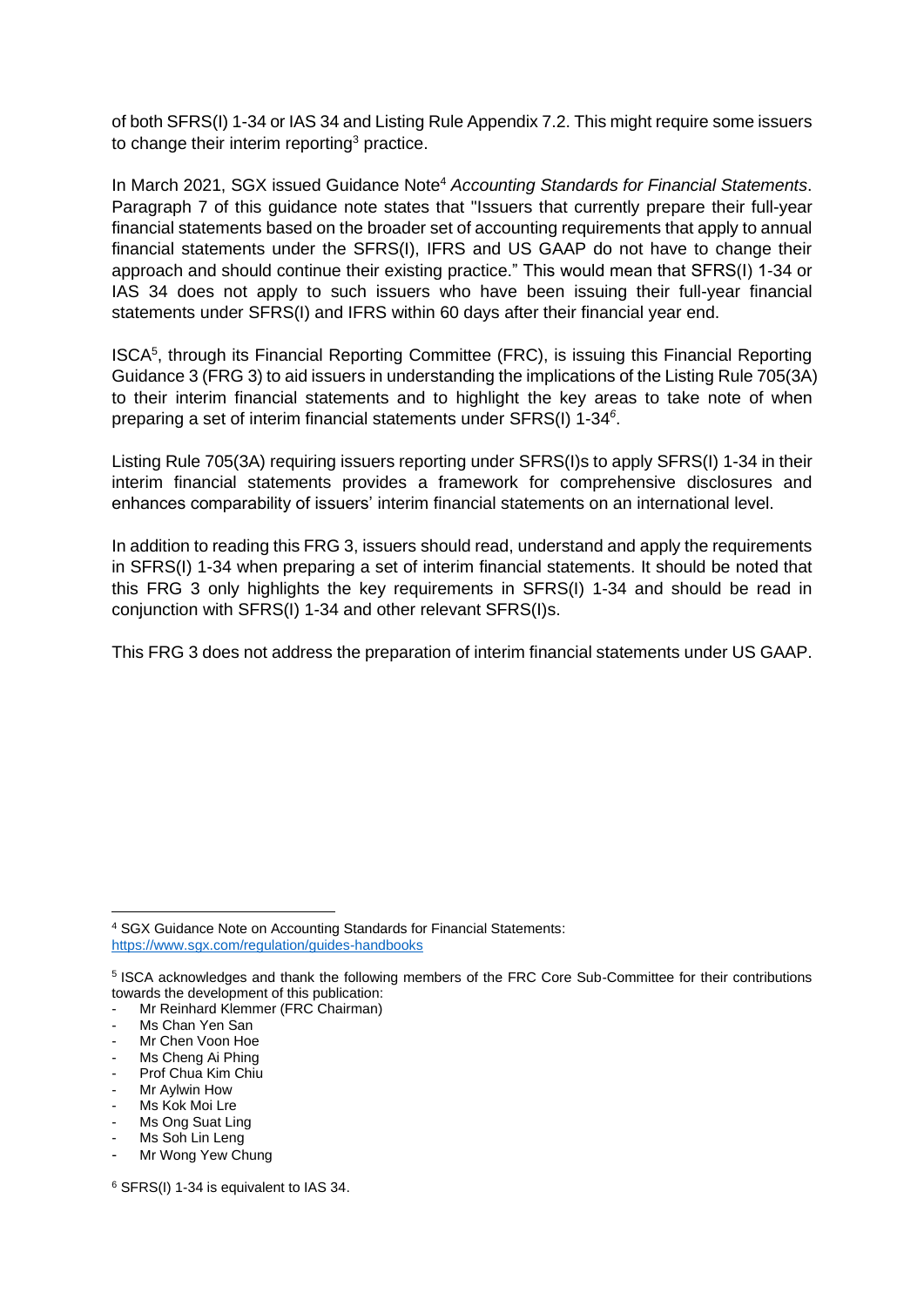of both SFRS(I) 1-34 or IAS 34 and Listing Rule Appendix 7.2. This might require some issuers to change their interim reporting[3] practice.

In March 2021, SGX issued Guidance Note[4] *Accounting Standards for Financial Statements*. Paragraph 7 of this guidance note states that "Issuers that currently prepare their full-year financial statements based on the broader set of accounting requirements that apply to annual financial statements under the SFRS(I), IFRS and US GAAP do not have to change their approach and should continue their existing practice." This would mean that SFRS(I) 1-34 or IAS 34 does not apply to such issuers who have been issuing their full-year financial statements under SFRS(I) and IFRS within 60 days after their financial year end.

ISCA[5], through its Financial Reporting Committee (FRC), is issuing this Financial Reporting Guidance 3 (FRG 3) to aid issuers in understanding the implications of the Listing Rule 705(3A) to their interim financial statements and to highlight the key areas to take note of when preparing a set of interim financial statements under SFRS(I) 1-34[6].

Listing Rule 705(3A) requiring issuers reporting under SFRS(I)s to apply SFRS(I) 1-34 in their interim financial statements provides a framework for comprehensive disclosures and enhances comparability of issuers' interim financial statements on an international level.

In addition to reading this FRG 3, issuers should read, understand and apply the requirements in SFRS(I) 1-34 when preparing a set of interim financial statements. It should be noted that this FRG 3 only highlights the key requirements in SFRS(I) 1-34 and should be read in conjunction with SFRS(I) 1-34 and other relevant SFRS(I)s.

This FRG 3 does not address the preparation of interim financial statements under US GAAP.

---

[4] SGX Guidance Note on Accounting Standards for Financial Statements: https://www.sgx.com/regulation/guides-handbooks

[5] ISCA acknowledges and thank the following members of the FRC Core Sub-Committee for their contributions towards the development of this publication:

- Mr Reinhard Klemmer (FRC Chairman)
- Ms Chan Yen San
- Mr Chen Voon Hoe
- Ms Cheng Ai Phing
- Prof Chua Kim Chiu
- Mr Aylwin How
- Ms Kok Moi Lre
- Ms Ong Suat Ling
- Ms Soh Lin Leng
- Mr Wong Yew Chung

[6] SFRS(I) 1-34 is equivalent to IAS 34.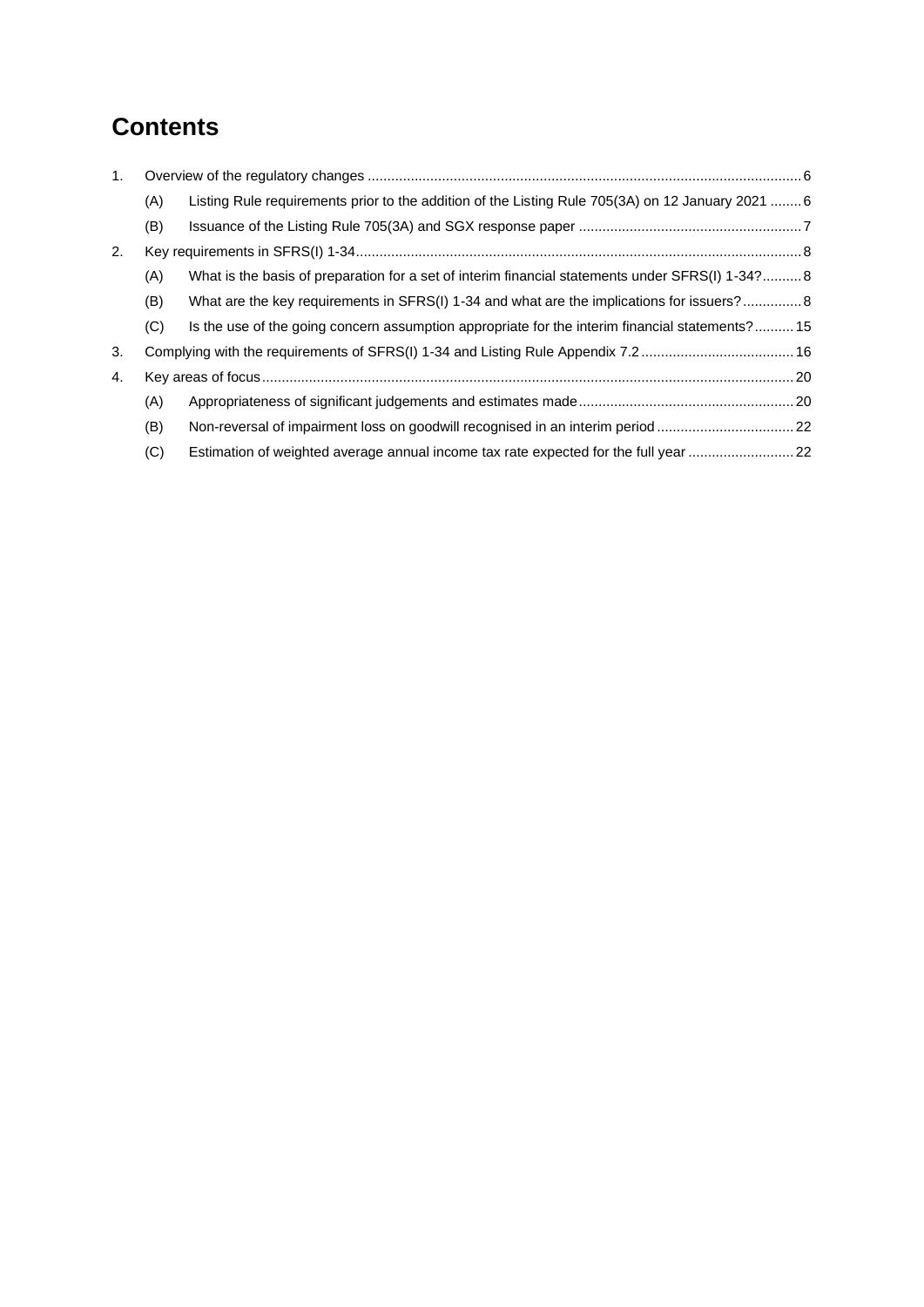# Contents

1. Overview of the regulatory changes ........................................................................................................ 6
   - (A) Listing Rule requirements prior to the addition of the Listing Rule 705(3A) on 12 January 2021 ........ 6
   - (B) Issuance of the Listing Rule 705(3A) and SGX response paper ........................................................ 7
2. Key requirements in SFRS(I) 1-34........................................................................................................ 8
   - (A) What is the basis of preparation for a set of interim financial statements under SFRS(I) 1-34? .......... 8
   - (B) What are the key requirements in SFRS(I) 1-34 and what are the implications for issuers? ............... 8
   - (C) Is the use of the going concern assumption appropriate for the interim financial statements? .......... 15
3. Complying with the requirements of SFRS(I) 1-34 and Listing Rule Appendix 7.2 .................................. 16
4. Key areas of focus ................................................................................................................................ 20
   - (A) Appropriateness of significant judgements and estimates made ...................................................... 20
   - (B) Non-reversal of impairment loss on goodwill recognised in an interim period .................................. 22
   - (C) Estimation of weighted average annual income tax rate expected for the full year .......................... 22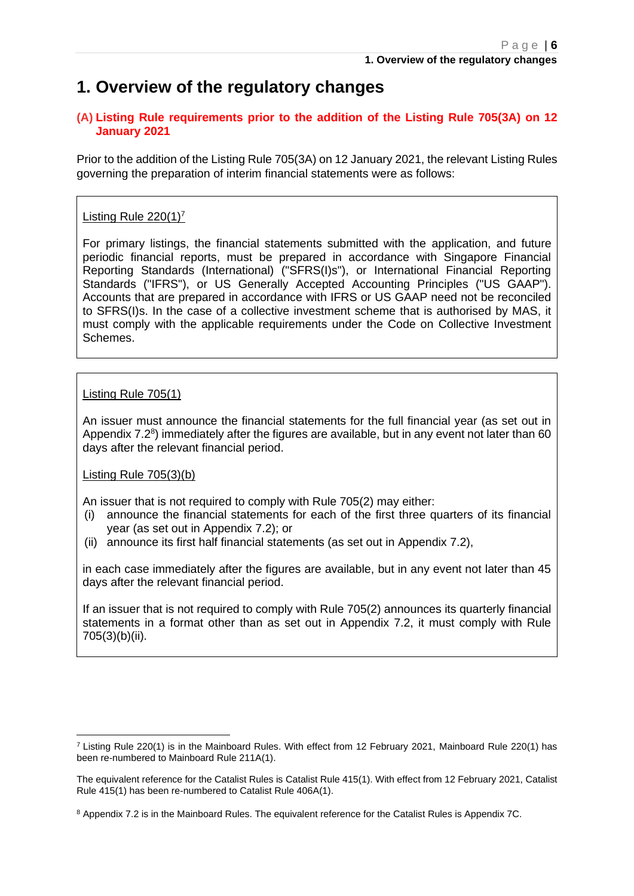# 1. Overview of the regulatory changes

### (A) Listing Rule requirements prior to the addition of the Listing Rule 705(3A) on 12 January 2021

Prior to the addition of the Listing Rule 705(3A) on 12 January 2021, the relevant Listing Rules governing the preparation of interim financial statements were as follows:

> Listing Rule 220(1)[7]
>
> For primary listings, the financial statements submitted with the application, and future periodic financial reports, must be prepared in accordance with Singapore Financial Reporting Standards (International) ("SFRS(I)s"), or International Financial Reporting Standards ("IFRS"), or US Generally Accepted Accounting Principles ("US GAAP"). Accounts that are prepared in accordance with IFRS or US GAAP need not be reconciled to SFRS(I)s. In the case of a collective investment scheme that is authorised by MAS, it must comply with the applicable requirements under the Code on Collective Investment Schemes.

> Listing Rule 705(1)
>
> An issuer must announce the financial statements for the full financial year (as set out in Appendix 7.2[8]) immediately after the figures are available, but in any event not later than 60 days after the relevant financial period.
>
> Listing Rule 705(3)(b)
>
> An issuer that is not required to comply with Rule 705(2) may either:
> (i) announce the financial statements for each of the first three quarters of its financial year (as set out in Appendix 7.2); or
> (ii) announce its first half financial statements (as set out in Appendix 7.2),
>
> in each case immediately after the figures are available, but in any event not later than 45 days after the relevant financial period.
>
> If an issuer that is not required to comply with Rule 705(2) announces its quarterly financial statements in a format other than as set out in Appendix 7.2, it must comply with Rule 705(3)(b)(ii).

---

[7] Listing Rule 220(1) is in the Mainboard Rules. With effect from 12 February 2021, Mainboard Rule 220(1) has been re-numbered to Mainboard Rule 211A(1).

The equivalent reference for the Catalist Rules is Catalist Rule 415(1). With effect from 12 February 2021, Catalist Rule 415(1) has been re-numbered to Catalist Rule 406A(1).

[8] Appendix 7.2 is in the Mainboard Rules. The equivalent reference for the Catalist Rules is Appendix 7C.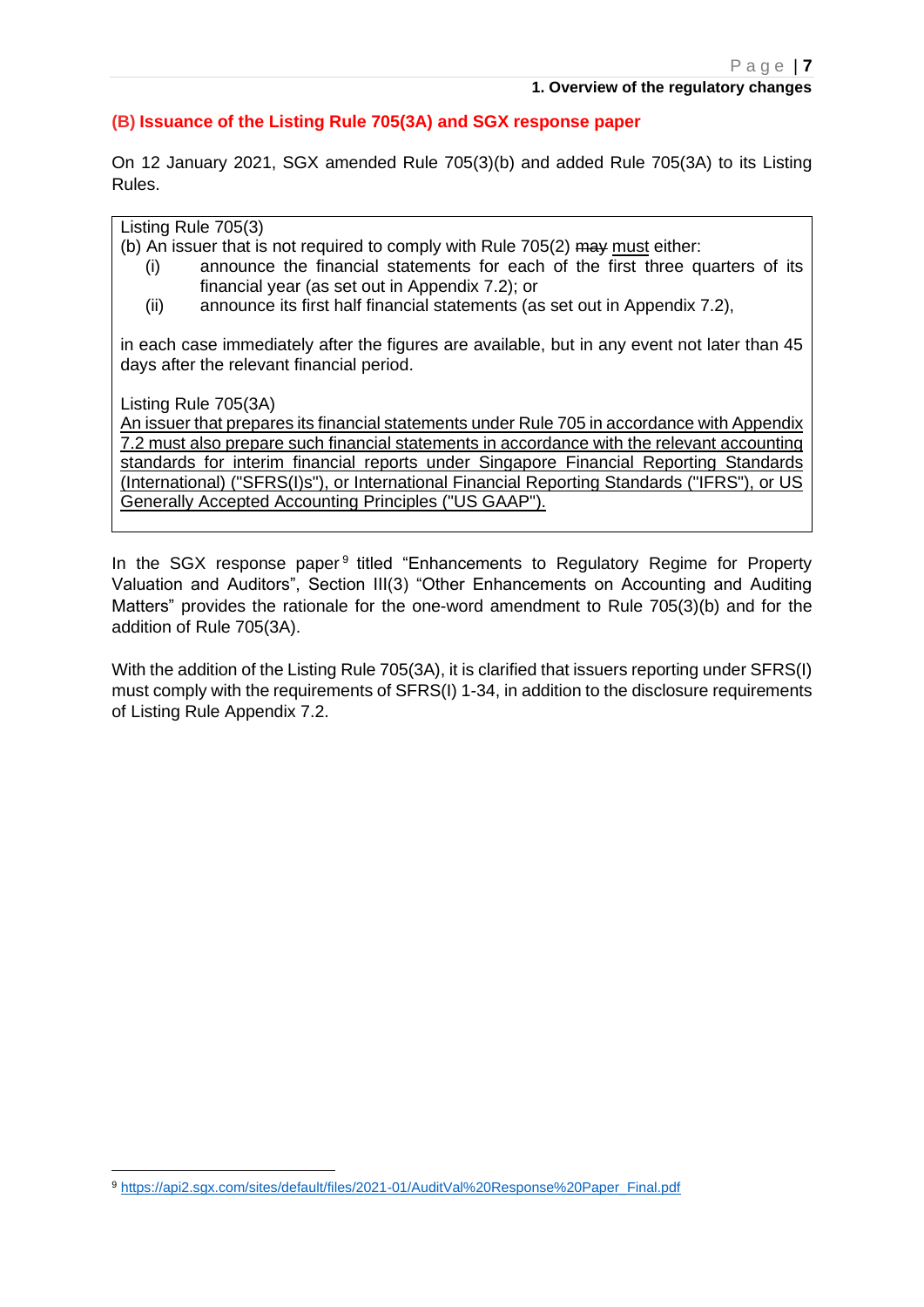### (B) Issuance of the Listing Rule 705(3A) and SGX response paper

On 12 January 2021, SGX amended Rule 705(3)(b) and added Rule 705(3A) to its Listing Rules.

> Listing Rule 705(3)
>
> (b) An issuer that is not required to comply with Rule 705(2) ~~may~~ <u>must</u> either:
>
> (i) announce the financial statements for each of the first three quarters of its financial year (as set out in Appendix 7.2); or
>
> (ii) announce its first half financial statements (as set out in Appendix 7.2),
>
> in each case immediately after the figures are available, but in any event not later than 45 days after the relevant financial period.
>
> Listing Rule 705(3A)
>
> <u>An issuer that prepares its financial statements under Rule 705 in accordance with Appendix 7.2 must also prepare such financial statements in accordance with the relevant accounting standards for interim financial reports under Singapore Financial Reporting Standards (International) ("SFRS(I)s"), or International Financial Reporting Standards ("IFRS"), or US Generally Accepted Accounting Principles ("US GAAP").</u>

In the SGX response paper[9] titled "Enhancements to Regulatory Regime for Property Valuation and Auditors", Section III(3) "Other Enhancements on Accounting and Auditing Matters" provides the rationale for the one-word amendment to Rule 705(3)(b) and for the addition of Rule 705(3A).

With the addition of the Listing Rule 705(3A), it is clarified that issuers reporting under SFRS(I) must comply with the requirements of SFRS(I) 1-34, in addition to the disclosure requirements of Listing Rule Appendix 7.2.

---

[9] https://api2.sgx.com/sites/default/files/2021-01/AuditVal%20Response%20Paper_Final.pdf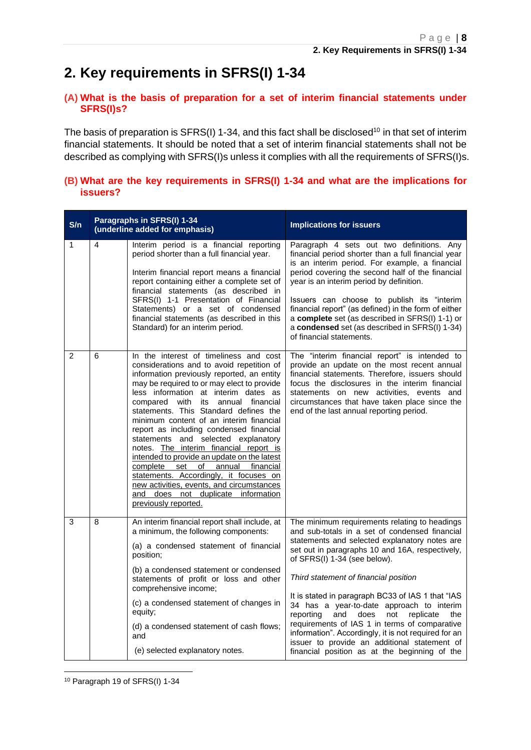# 2. Key requirements in SFRS(I) 1-34

## (A) What is the basis of preparation for a set of interim financial statements under SFRS(I)s?

The basis of preparation is SFRS(I) 1-34, and this fact shall be disclosed[10] in that set of interim financial statements. It should be noted that a set of interim financial statements shall not be described as complying with SFRS(I)s unless it complies with all the requirements of SFRS(I)s.

## (B) What are the key requirements in SFRS(I) 1-34 and what are the implications for issuers?

| S/n | Paragraphs in SFRS(I) 1-34 (underline added for emphasis) | | Implications for issuers |
|---|---|---|---|
| 1 | 4 | Interim period is a financial reporting period shorter than a full financial year.<br><br>Interim financial report means a financial report containing either a complete set of financial statements (as described in SFRS(I) 1-1 Presentation of Financial Statements) or a set of condensed financial statements (as described in this Standard) for an interim period. | Paragraph 4 sets out two definitions. Any financial period shorter than a full financial year is an interim period. For example, a financial period covering the second half of the financial year is an interim period by definition.<br><br>Issuers can choose to publish its "interim financial report" (as defined) in the form of either a **complete** set (as described in SFRS(I) 1-1) or a **condensed** set (as described in SFRS(I) 1-34) of financial statements. |
| 2 | 6 | In the interest of timeliness and cost considerations and to avoid repetition of information previously reported, an entity may be required to or may elect to provide less information at interim dates as compared with its annual financial statements. This Standard defines the minimum content of an interim financial report as including condensed financial statements and selected explanatory notes. <u>The interim financial report is intended to provide an update on the latest complete set of annual financial statements. Accordingly, it focuses on new activities, events, and circumstances and does not duplicate information previously reported.</u> | The "interim financial report" is intended to provide an update on the most recent annual financial statements. Therefore, issuers should focus the disclosures in the interim financial statements on new activities, events and circumstances that have taken place since the end of the last annual reporting period. |
| 3 | 8 | An interim financial report shall include, at a minimum, the following components:<br><br>(a) a condensed statement of financial position;<br><br>(b) a condensed statement or condensed statements of profit or loss and other comprehensive income;<br><br>(c) a condensed statement of changes in equity;<br><br>(d) a condensed statement of cash flows; and<br><br>(e) selected explanatory notes. | The minimum requirements relating to headings and sub-totals in a set of condensed financial statements and selected explanatory notes are set out in paragraphs 10 and 16A, respectively, of SFRS(I) 1-34 (see below).<br><br>*Third statement of financial position*<br><br>It is stated in paragraph BC33 of IAS 1 that "IAS 34 has a year-to-date approach to interim reporting and does not replicate the requirements of IAS 1 in terms of comparative information". Accordingly, it is not required for an issuer to provide an additional statement of financial position as at the beginning of the |

[10] Paragraph 19 of SFRS(I) 1-34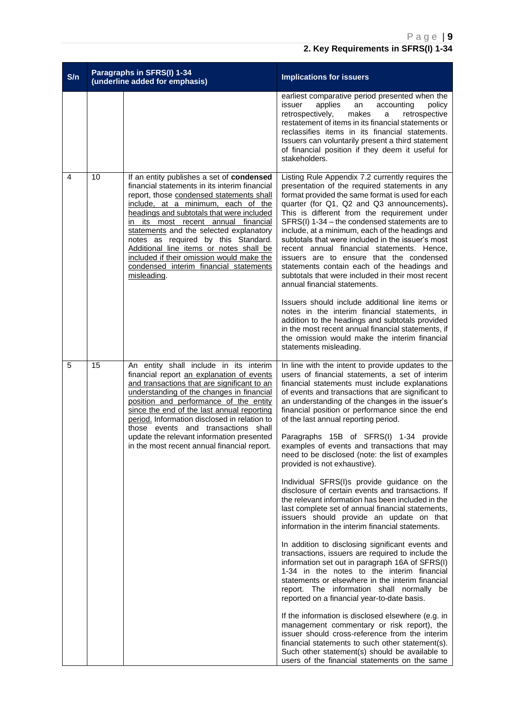| S/n | Paragraphs in SFRS(I) 1-34 (underline added for emphasis) | | Implications for issuers |
|---|---|---|---|
| | | | earliest comparative period presented when the issuer applies an accounting policy retrospectively, makes a retrospective restatement of items in its financial statements or reclassifies items in its financial statements. Issuers can voluntarily present a third statement of financial position if they deem it useful for stakeholders. |
| 4 | 10 | If an entity publishes a set of **condensed** financial statements in its interim financial report, those condensed statements shall include, at a minimum, each of the headings and subtotals that were included in its most recent annual financial statements and the selected explanatory notes as required by this Standard. Additional line items or notes shall be included if their omission would make the condensed interim financial statements misleading. | Listing Rule Appendix 7.2 currently requires the presentation of the required statements in any format provided the same format is used for each quarter (for Q1, Q2 and Q3 announcements). This is different from the requirement under SFRS(I) 1-34 – the condensed statements are to include, at a minimum, each of the headings and subtotals that were included in the issuer's most recent annual financial statements. Hence, issuers are to ensure that the condensed statements contain each of the headings and subtotals that were included in their most recent annual financial statements.<br><br>Issuers should include additional line items or notes in the interim financial statements, in addition to the headings and subtotals provided in the most recent annual financial statements, if the omission would make the interim financial statements misleading. |
| 5 | 15 | An entity shall include in its interim financial report an explanation of events and transactions that are significant to an understanding of the changes in financial position and performance of the entity since the end of the last annual reporting period. Information disclosed in relation to those events and transactions shall update the relevant information presented in the most recent annual financial report. | In line with the intent to provide updates to the users of financial statements, a set of interim financial statements must include explanations of events and transactions that are significant to an understanding of the changes in the issuer's financial position or performance since the end of the last annual reporting period.<br><br>Paragraphs 15B of SFRS(I) 1-34 provide examples of events and transactions that may need to be disclosed (note: the list of examples provided is not exhaustive).<br><br>Individual SFRS(I)s provide guidance on the disclosure of certain events and transactions. If the relevant information has been included in the last complete set of annual financial statements, issuers should provide an update on that information in the interim financial statements.<br><br>In addition to disclosing significant events and transactions, issuers are required to include the information set out in paragraph 16A of SFRS(I) 1-34 in the notes to the interim financial statements or elsewhere in the interim financial report. The information shall normally be reported on a financial year-to-date basis.<br><br>If the information is disclosed elsewhere (e.g. in management commentary or risk report), the issuer should cross-reference from the interim financial statements to such other statement(s). Such other statement(s) should be available to users of the financial statements on the same |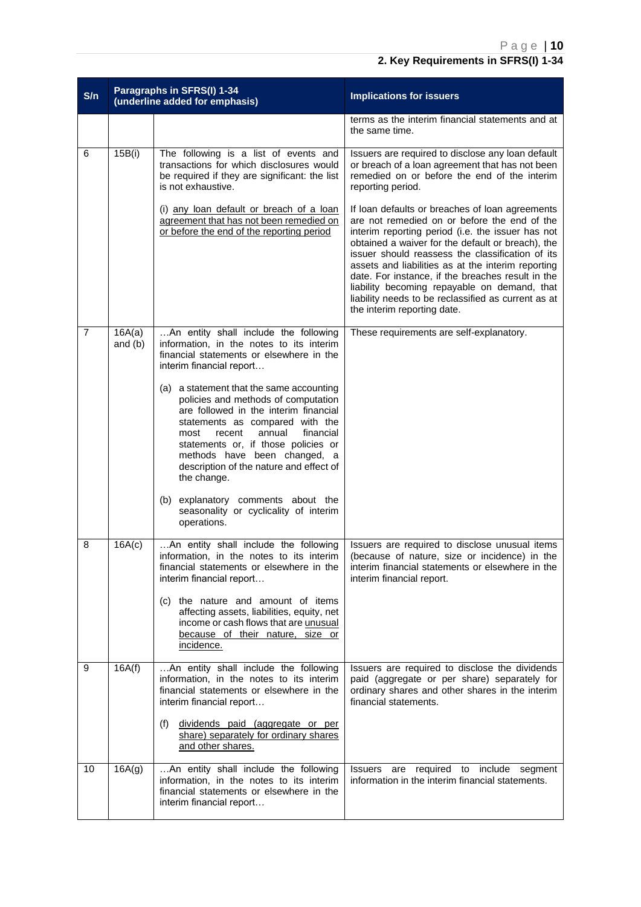| S/n | Paragraphs in SFRS(I) 1-34 (underline added for emphasis) | | Implications for issuers |
|---|---|---|---|
| | | | terms as the interim financial statements and at the same time. |
| 6 | 15B(i) | The following is a list of events and transactions for which disclosures would be required if they are significant: the list is not exhaustive.<br><br>(i) any loan default or breach of a loan agreement that has not been remedied on or before the end of the reporting period | Issuers are required to disclose any loan default or breach of a loan agreement that has not been remedied on or before the end of the interim reporting period.<br><br>If loan defaults or breaches of loan agreements are not remedied on or before the end of the interim reporting period (i.e. the issuer has not obtained a waiver for the default or breach), the issuer should reassess the classification of its assets and liabilities as at the interim reporting date. For instance, if the breaches result in the liability becoming repayable on demand, that liability needs to be reclassified as current as at the interim reporting date. |
| 7 | 16A(a) and (b) | …An entity shall include the following information, in the notes to its interim financial statements or elsewhere in the interim financial report…<br><br>(a) a statement that the same accounting policies and methods of computation are followed in the interim financial statements as compared with the most recent annual financial statements or, if those policies or methods have been changed, a description of the nature and effect of the change.<br><br>(b) explanatory comments about the seasonality or cyclicality of interim operations. | These requirements are self-explanatory. |
| 8 | 16A(c) | …An entity shall include the following information, in the notes to its interim financial statements or elsewhere in the interim financial report…<br><br>(c) the nature and amount of items affecting assets, liabilities, equity, net income or cash flows that are unusual because of their nature, size or incidence. | Issuers are required to disclose unusual items (because of nature, size or incidence) in the interim financial statements or elsewhere in the interim financial report. |
| 9 | 16A(f) | …An entity shall include the following information, in the notes to its interim financial statements or elsewhere in the interim financial report…<br><br>(f) dividends paid (aggregate or per share) separately for ordinary shares and other shares. | Issuers are required to disclose the dividends paid (aggregate or per share) separately for ordinary shares and other shares in the interim financial statements. |
| 10 | 16A(g) | …An entity shall include the following information, in the notes to its interim financial statements or elsewhere in the interim financial report… | Issuers are required to include segment information in the interim financial statements. |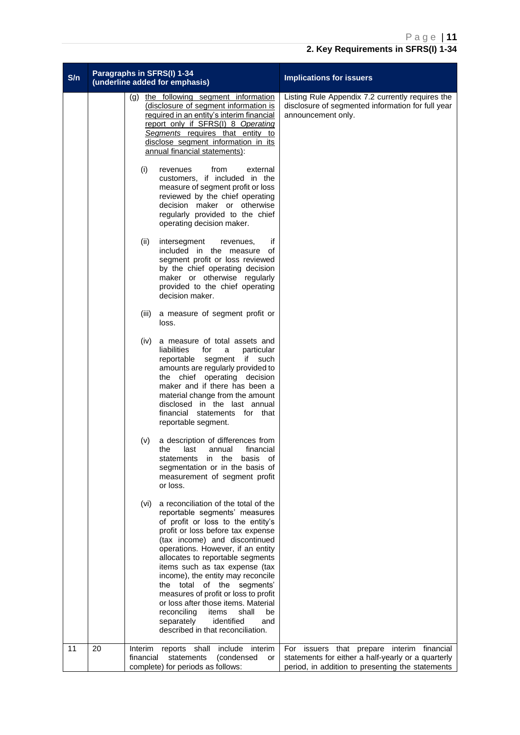| S/n | Paragraphs in SFRS(I) 1-34 (underline added for emphasis) | | Implications for issuers |
|---|---|---|---|
| | | (g) the following segment information (disclosure of segment information is required in an entity's interim financial report only if SFRS(I) 8 *Operating Segments* requires that entity to disclose segment information in its annual financial statements):<br><br>(i) revenues from external customers, if included in the measure of segment profit or loss reviewed by the chief operating decision maker or otherwise regularly provided to the chief operating decision maker.<br><br>(ii) intersegment revenues, if included in the measure of segment profit or loss reviewed by the chief operating decision maker or otherwise regularly provided to the chief operating decision maker.<br><br>(iii) a measure of segment profit or loss.<br><br>(iv) a measure of total assets and liabilities for a particular reportable segment if such amounts are regularly provided to the chief operating decision maker and if there has been a material change from the amount disclosed in the last annual financial statements for that reportable segment.<br><br>(v) a description of differences from the last annual financial statements in the basis of segmentation or in the basis of measurement of segment profit or loss.<br><br>(vi) a reconciliation of the total of the reportable segments' measures of profit or loss to the entity's profit or loss before tax expense (tax income) and discontinued operations. However, if an entity allocates to reportable segments items such as tax expense (tax income), the entity may reconcile the total of the segments' measures of profit or loss to profit or loss after those items. Material reconciling items shall be separately identified and described in that reconciliation. | Listing Rule Appendix 7.2 currently requires the disclosure of segmented information for full year announcement only. |
| 11 | 20 | Interim reports shall include interim financial statements (condensed or complete) for periods as follows: | For issuers that prepare interim financial statements for either a half-yearly or a quarterly period, in addition to presenting the statements |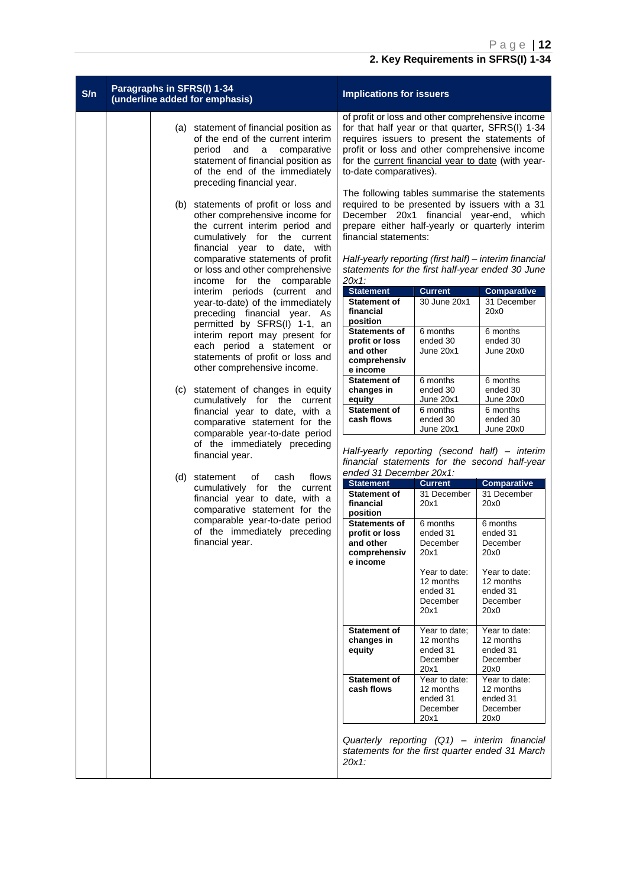## 2. Key Requirements in SFRS(I) 1-34

| S/n | Paragraphs in SFRS(I) 1-34 (underline added for emphasis) | Implications for issuers |
|---|---|---|
| | (a) statement of financial position as of the end of the current interim period and a comparative statement of financial position as of the end of the immediately preceding financial year.<br><br>(b) statements of profit or loss and other comprehensive income for the current interim period and cumulatively for the current financial year to date, with comparative statements of profit or loss and other comprehensive income for the comparable interim periods (current and year-to-date) of the immediately preceding financial year. As permitted by SFRS(I) 1-1, an interim report may present for each period a statement or statements of profit or loss and other comprehensive income.<br><br>(c) statement of changes in equity cumulatively for the current financial year to date, with a comparative statement for the comparable year-to-date period of the immediately preceding financial year.<br><br>(d) statement of cash flows cumulatively for the current financial year to date, with a comparative statement for the comparable year-to-date period of the immediately preceding financial year. | of profit or loss and other comprehensive income for that half year or that quarter, SFRS(I) 1-34 requires issuers to present the statements of profit or loss and other comprehensive income for the <u>current financial year to date</u> (with year-to-date comparatives).<br><br>The following tables summarise the statements required to be presented by issuers with a 31 December 20x1 financial year-end, which prepare either half-yearly or quarterly interim financial statements:<br><br>*Half-yearly reporting (first half) – interim financial statements for the first half-year ended 30 June 20x1:* (see Table 1)<br><br>*Half-yearly reporting (second half) – interim financial statements for the second half-year ended 31 December 20x1:* (see Table 2)<br><br>*Quarterly reporting (Q1) – interim financial statements for the first quarter ended 31 March 20x1:* |

*Half-yearly reporting (first half) – interim financial statements for the first half-year ended 30 June 20x1:*

| Statement | Current | Comparative |
|---|---|---|
| **Statement of financial position** | 30 June 20x1 | 31 December 20x0 |
| **Statements of profit or loss and other comprehensive income** | 6 months ended 30 June 20x1 | 6 months ended 30 June 20x0 |
| **Statement of changes in equity** | 6 months ended 30 June 20x1 | 6 months ended 30 June 20x0 |
| **Statement of cash flows** | 6 months ended 30 June 20x1 | 6 months ended 30 June 20x0 |

*Half-yearly reporting (second half) – interim financial statements for the second half-year ended 31 December 20x1:*

| Statement | Current | Comparative |
|---|---|---|
| **Statement of financial position** | 31 December 20x1 | 31 December 20x0 |
| **Statements of profit or loss and other comprehensive income** | 6 months ended 31 December 20x1<br><br>Year to date: 12 months ended 31 December 20x1 | 6 months ended 31 December 20x0<br><br>Year to date: 12 months ended 31 December 20x0 |
| **Statement of changes in equity** | Year to date; 12 months ended 31 December 20x1 | Year to date: 12 months ended 31 December 20x0 |
| **Statement of cash flows** | Year to date: 12 months ended 31 December 20x1 | Year to date: 12 months ended 31 December 20x0 |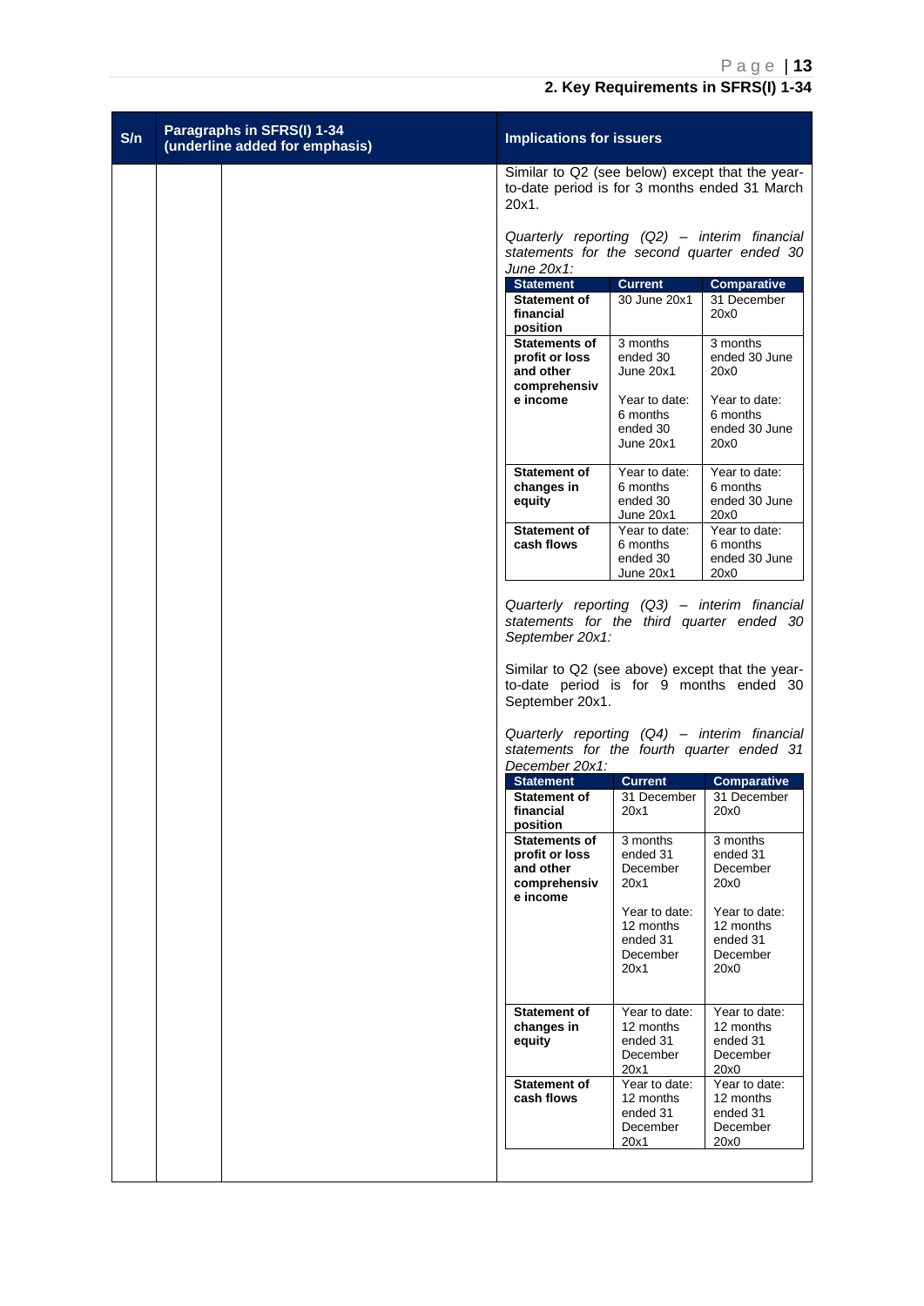| S/n | Paragraphs in SFRS(I) 1-34 (underline added for emphasis) | | Implications for issuers |
|---|---|---|---|
| | | | Similar to Q2 (see below) except that the year-to-date period is for 3 months ended 31 March 20x1. |

*Quarterly reporting (Q2) – interim financial statements for the second quarter ended 30 June 20x1:*

| Statement | Current | Comparative |
|---|---|---|
| **Statement of financial position** | 30 June 20x1 | 31 December 20x0 |
| **Statements of profit or loss and other comprehensive income** | 3 months ended 30 June 20x1<br><br>Year to date: 6 months ended 30 June 20x1 | 3 months ended 30 June 20x0<br><br>Year to date: 6 months ended 30 June 20x0 |
| **Statement of changes in equity** | Year to date: 6 months ended 30 June 20x1 | Year to date: 6 months ended 30 June 20x0 |
| **Statement of cash flows** | Year to date: 6 months ended 30 June 20x1 | Year to date: 6 months ended 30 June 20x0 |

*Quarterly reporting (Q3) – interim financial statements for the third quarter ended 30 September 20x1:*

Similar to Q2 (see above) except that the year-to-date period is for 9 months ended 30 September 20x1.

*Quarterly reporting (Q4) – interim financial statements for the fourth quarter ended 31 December 20x1:*

| Statement | Current | Comparative |
|---|---|---|
| **Statement of financial position** | 31 December 20x1 | 31 December 20x0 |
| **Statements of profit or loss and other comprehensive income** | 3 months ended 31 December 20x1<br><br>Year to date: 12 months ended 31 December 20x1 | 3 months ended 31 December 20x0<br><br>Year to date: 12 months ended 31 December 20x0 |
| **Statement of changes in equity** | Year to date: 12 months ended 31 December 20x1 | Year to date: 12 months ended 31 December 20x0 |
| **Statement of cash flows** | Year to date: 12 months ended 31 December 20x1 | Year to date: 12 months ended 31 December 20x0 |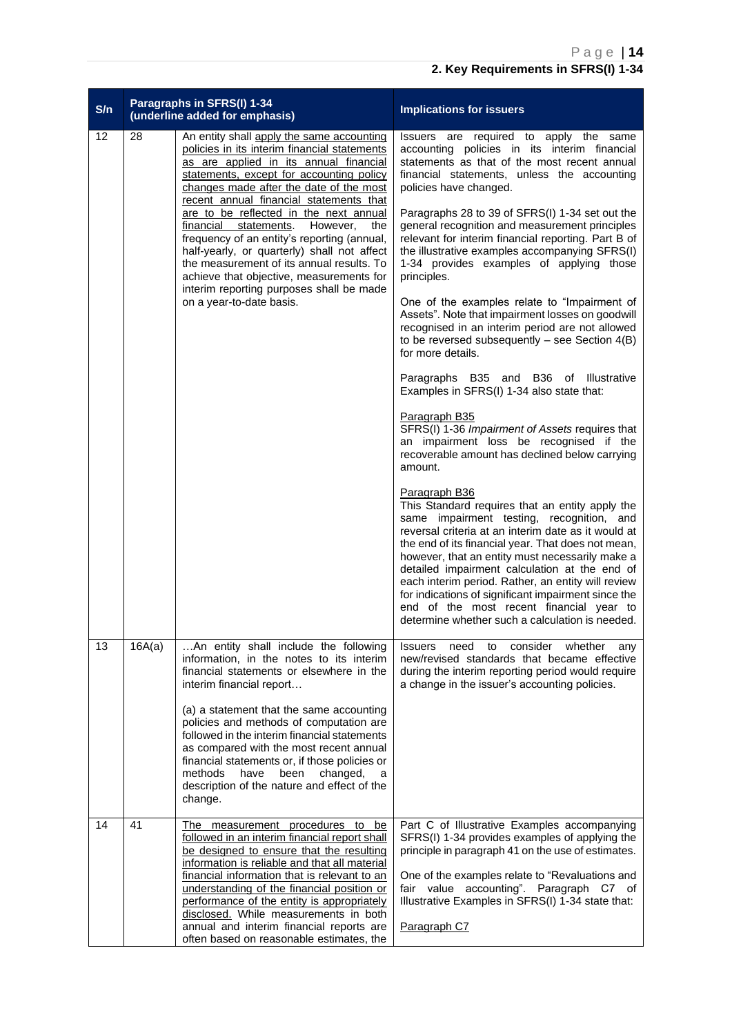## 2. Key Requirements in SFRS(I) 1-34

| S/n | Paragraphs in SFRS(I) 1-34 (underline added for emphasis) | | Implications for issuers |
|---|---|---|---|
| 12 | 28 | An entity shall apply the same accounting policies in its interim financial statements as are applied in its annual financial statements, except for accounting policy changes made after the date of the most recent annual financial statements that are to be reflected in the next annual financial statements. However, the frequency of an entity's reporting (annual, half-yearly, or quarterly) shall not affect the measurement of its annual results. To achieve that objective, measurements for interim reporting purposes shall be made on a year-to-date basis. | Issuers are required to apply the same accounting policies in its interim financial statements as that of the most recent annual financial statements, unless the accounting policies have changed.<br><br>Paragraphs 28 to 39 of SFRS(I) 1-34 set out the general recognition and measurement principles relevant for interim financial reporting. Part B of the illustrative examples accompanying SFRS(I) 1-34 provides examples of applying those principles.<br><br>One of the examples relate to "Impairment of Assets". Note that impairment losses on goodwill recognised in an interim period are not allowed to be reversed subsequently – see Section 4(B) for more details.<br><br>Paragraphs B35 and B36 of Illustrative Examples in SFRS(I) 1-34 also state that:<br><br>Paragraph B35<br>SFRS(I) 1-36 *Impairment of Assets* requires that an impairment loss be recognised if the recoverable amount has declined below carrying amount.<br><br>Paragraph B36<br>This Standard requires that an entity apply the same impairment testing, recognition, and reversal criteria at an interim date as it would at the end of its financial year. That does not mean, however, that an entity must necessarily make a detailed impairment calculation at the end of each interim period. Rather, an entity will review for indications of significant impairment since the end of the most recent financial year to determine whether such a calculation is needed. |
| 13 | 16A(a) | …An entity shall include the following information, in the notes to its interim financial statements or elsewhere in the interim financial report…<br><br>(a) a statement that the same accounting policies and methods of computation are followed in the interim financial statements as compared with the most recent annual financial statements or, if those policies or methods have been changed, a description of the nature and effect of the change. | Issuers need to consider whether any new/revised standards that became effective during the interim reporting period would require a change in the issuer's accounting policies. |
| 14 | 41 | The measurement procedures to be followed in an interim financial report shall be designed to ensure that the resulting information is reliable and that all material financial information that is relevant to an understanding of the financial position or performance of the entity is appropriately disclosed. While measurements in both annual and interim financial reports are often based on reasonable estimates, the | Part C of Illustrative Examples accompanying SFRS(I) 1-34 provides examples of applying the principle in paragraph 41 on the use of estimates.<br><br>One of the examples relate to "Revaluations and fair value accounting". Paragraph C7 of Illustrative Examples in SFRS(I) 1-34 state that:<br><br>Paragraph C7 |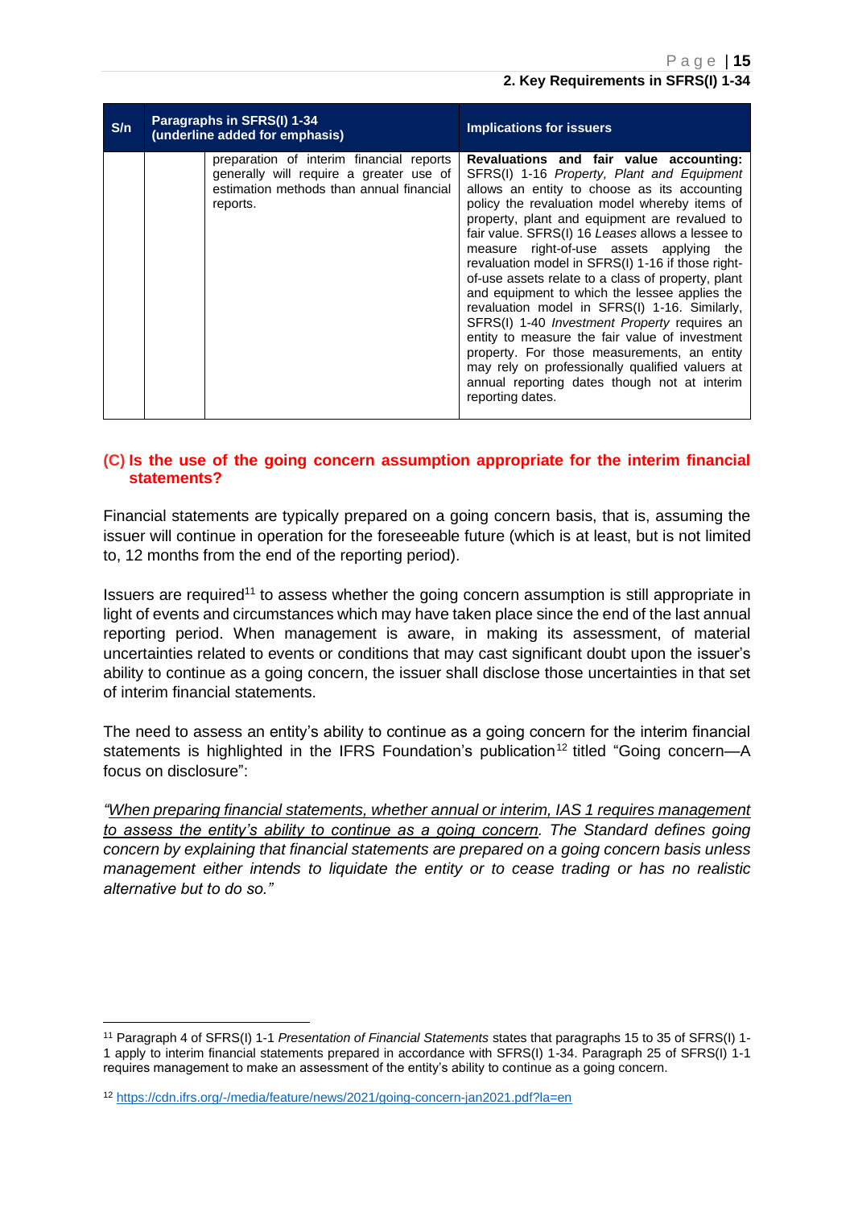| S/n | Paragraphs in SFRS(I) 1-34 (underline added for emphasis) | | Implications for issuers |
|---|---|---|---|
| | | preparation of interim financial reports generally will require a greater use of estimation methods than annual financial reports. | **Revaluations and fair value accounting:** SFRS(I) 1-16 *Property, Plant and Equipment* allows an entity to choose as its accounting policy the revaluation model whereby items of property, plant and equipment are revalued to fair value. SFRS(I) 16 *Leases* allows a lessee to measure right-of-use assets applying the revaluation model in SFRS(I) 1-16 if those right-of-use assets relate to a class of property, plant and equipment to which the lessee applies the revaluation model in SFRS(I) 1-16. Similarly, SFRS(I) 1-40 *Investment Property* requires an entity to measure the fair value of investment property. For those measurements, an entity may rely on professionally qualified valuers at annual reporting dates though not at interim reporting dates. |

### (C) Is the use of the going concern assumption appropriate for the interim financial statements?

Financial statements are typically prepared on a going concern basis, that is, assuming the issuer will continue in operation for the foreseeable future (which is at least, but is not limited to, 12 months from the end of the reporting period).

Issuers are required[11] to assess whether the going concern assumption is still appropriate in light of events and circumstances which may have taken place since the end of the last annual reporting period. When management is aware, in making its assessment, of material uncertainties related to events or conditions that may cast significant doubt upon the issuer's ability to continue as a going concern, the issuer shall disclose those uncertainties in that set of interim financial statements.

The need to assess an entity's ability to continue as a going concern for the interim financial statements is highlighted in the IFRS Foundation's publication[12] titled "Going concern—A focus on disclosure":

*"<u>When preparing financial statements, whether annual or interim, IAS 1 requires management to assess the entity's ability to continue as a going concern</u>. The Standard defines going concern by explaining that financial statements are prepared on a going concern basis unless management either intends to liquidate the entity or to cease trading or has no realistic alternative but to do so."*

---

[11] Paragraph 4 of SFRS(I) 1-1 *Presentation of Financial Statements* states that paragraphs 15 to 35 of SFRS(I) 1-1 apply to interim financial statements prepared in accordance with SFRS(I) 1-34. Paragraph 25 of SFRS(I) 1-1 requires management to make an assessment of the entity's ability to continue as a going concern.

[12] https://cdn.ifrs.org/-/media/feature/news/2021/going-concern-jan2021.pdf?la=en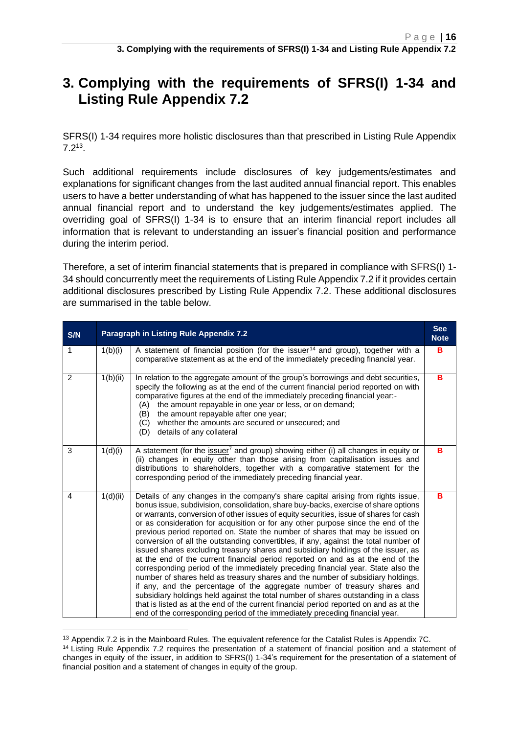# 3. Complying with the requirements of SFRS(I) 1-34 and Listing Rule Appendix 7.2

SFRS(I) 1-34 requires more holistic disclosures than that prescribed in Listing Rule Appendix 7.2[13].

Such additional requirements include disclosures of key judgements/estimates and explanations for significant changes from the last audited annual financial report. This enables users to have a better understanding of what has happened to the issuer since the last audited annual financial report and to understand the key judgements/estimates applied. The overriding goal of SFRS(I) 1-34 is to ensure that an interim financial report includes all information that is relevant to understanding an issuer's financial position and performance during the interim period.

Therefore, a set of interim financial statements that is prepared in compliance with SFRS(I) 1-34 should concurrently meet the requirements of Listing Rule Appendix 7.2 if it provides certain additional disclosures prescribed by Listing Rule Appendix 7.2. These additional disclosures are summarised in the table below.

| S/N | Paragraph in Listing Rule Appendix 7.2 | | See Note |
|---|---|---|---|
| 1 | 1(b)(i) | A statement of financial position (for the issuer[14] and group), together with a comparative statement as at the end of the immediately preceding financial year. | B |
| 2 | 1(b)(ii) | In relation to the aggregate amount of the group's borrowings and debt securities, specify the following as at the end of the current financial period reported on with comparative figures at the end of the immediately preceding financial year:-<br>(A) the amount repayable in one year or less, or on demand;<br>(B) the amount repayable after one year;<br>(C) whether the amounts are secured or unsecured; and<br>(D) details of any collateral | B |
| 3 | 1(d)(i) | A statement (for the issuer[7] and group) showing either (i) all changes in equity or (ii) changes in equity other than those arising from capitalisation issues and distributions to shareholders, together with a comparative statement for the corresponding period of the immediately preceding financial year. | B |
| 4 | 1(d)(ii) | Details of any changes in the company's share capital arising from rights issue, bonus issue, subdivision, consolidation, share buy-backs, exercise of share options or warrants, conversion of other issues of equity securities, issue of shares for cash or as consideration for acquisition or for any other purpose since the end of the previous period reported on. State the number of shares that may be issued on conversion of all the outstanding convertibles, if any, against the total number of issued shares excluding treasury shares and subsidiary holdings of the issuer, as at the end of the current financial period reported on and as at the end of the corresponding period of the immediately preceding financial year. State also the number of shares held as treasury shares and the number of subsidiary holdings, if any, and the percentage of the aggregate number of treasury shares and subsidiary holdings held against the total number of shares outstanding in a class that is listed as at the end of the current financial period reported on and as at the end of the corresponding period of the immediately preceding financial year. | B |

[13] Appendix 7.2 is in the Mainboard Rules. The equivalent reference for the Catalist Rules is Appendix 7C.

[14] Listing Rule Appendix 7.2 requires the presentation of a statement of financial position and a statement of changes in equity of the issuer, in addition to SFRS(I) 1-34's requirement for the presentation of a statement of financial position and a statement of changes in equity of the group.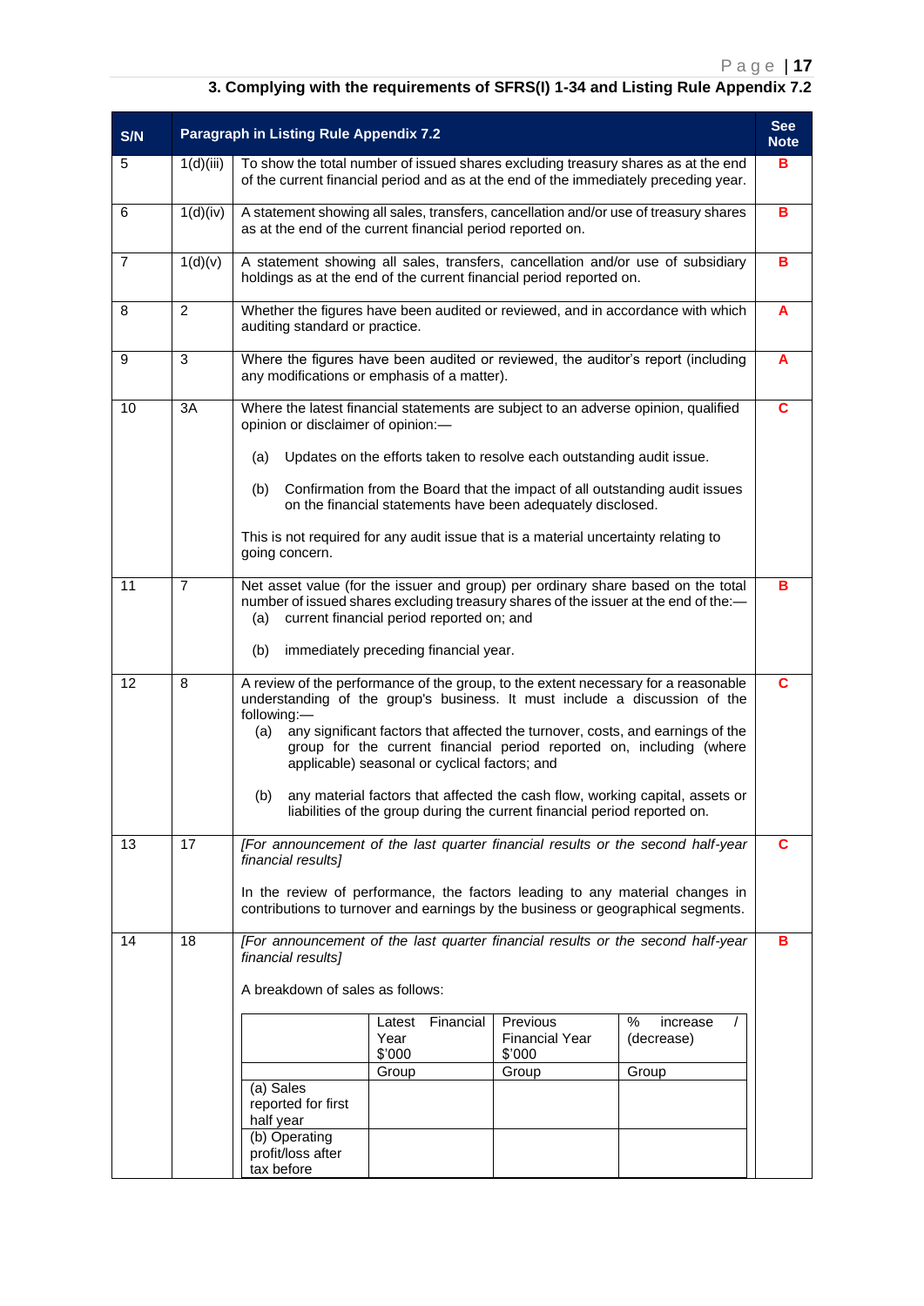### 3. Complying with the requirements of SFRS(I) 1-34 and Listing Rule Appendix 7.2

| S/N | Paragraph in Listing Rule Appendix 7.2 | | See Note |
|---|---|---|---|
| 5 | 1(d)(iii) | To show the total number of issued shares excluding treasury shares as at the end of the current financial period and as at the end of the immediately preceding year. | B |
| 6 | 1(d)(iv) | A statement showing all sales, transfers, cancellation and/or use of treasury shares as at the end of the current financial period reported on. | B |
| 7 | 1(d)(v) | A statement showing all sales, transfers, cancellation and/or use of subsidiary holdings as at the end of the current financial period reported on. | B |
| 8 | 2 | Whether the figures have been audited or reviewed, and in accordance with which auditing standard or practice. | A |
| 9 | 3 | Where the figures have been audited or reviewed, the auditor's report (including any modifications or emphasis of a matter). | A |
| 10 | 3A | Where the latest financial statements are subject to an adverse opinion, qualified opinion or disclaimer of opinion:—<br><br>(a) Updates on the efforts taken to resolve each outstanding audit issue.<br><br>(b) Confirmation from the Board that the impact of all outstanding audit issues on the financial statements have been adequately disclosed.<br><br>This is not required for any audit issue that is a material uncertainty relating to going concern. | C |
| 11 | 7 | Net asset value (for the issuer and group) per ordinary share based on the total number of issued shares excluding treasury shares of the issuer at the end of the:—<br>(a) current financial period reported on; and<br><br>(b) immediately preceding financial year. | B |
| 12 | 8 | A review of the performance of the group, to the extent necessary for a reasonable understanding of the group's business. It must include a discussion of the following:—<br>(a) any significant factors that affected the turnover, costs, and earnings of the group for the current financial period reported on, including (where applicable) seasonal or cyclical factors; and<br><br>(b) any material factors that affected the cash flow, working capital, assets or liabilities of the group during the current financial period reported on. | C |
| 13 | 17 | *[For announcement of the last quarter financial results or the second half-year financial results]*<br><br>In the review of performance, the factors leading to any material changes in contributions to turnover and earnings by the business or geographical segments. | C |
| 14 | 18 | *[For announcement of the last quarter financial results or the second half-year financial results]*<br><br>A breakdown of sales as follows:<br><br>(see table below) | B |

| | Latest Financial Year $'000 | Previous Financial Year $'000 | % increase / (decrease) |
|---|---|---|---|
| | Group | Group | Group |
| (a) Sales reported for first half year | | | |
| (b) Operating profit/loss after tax before | | | |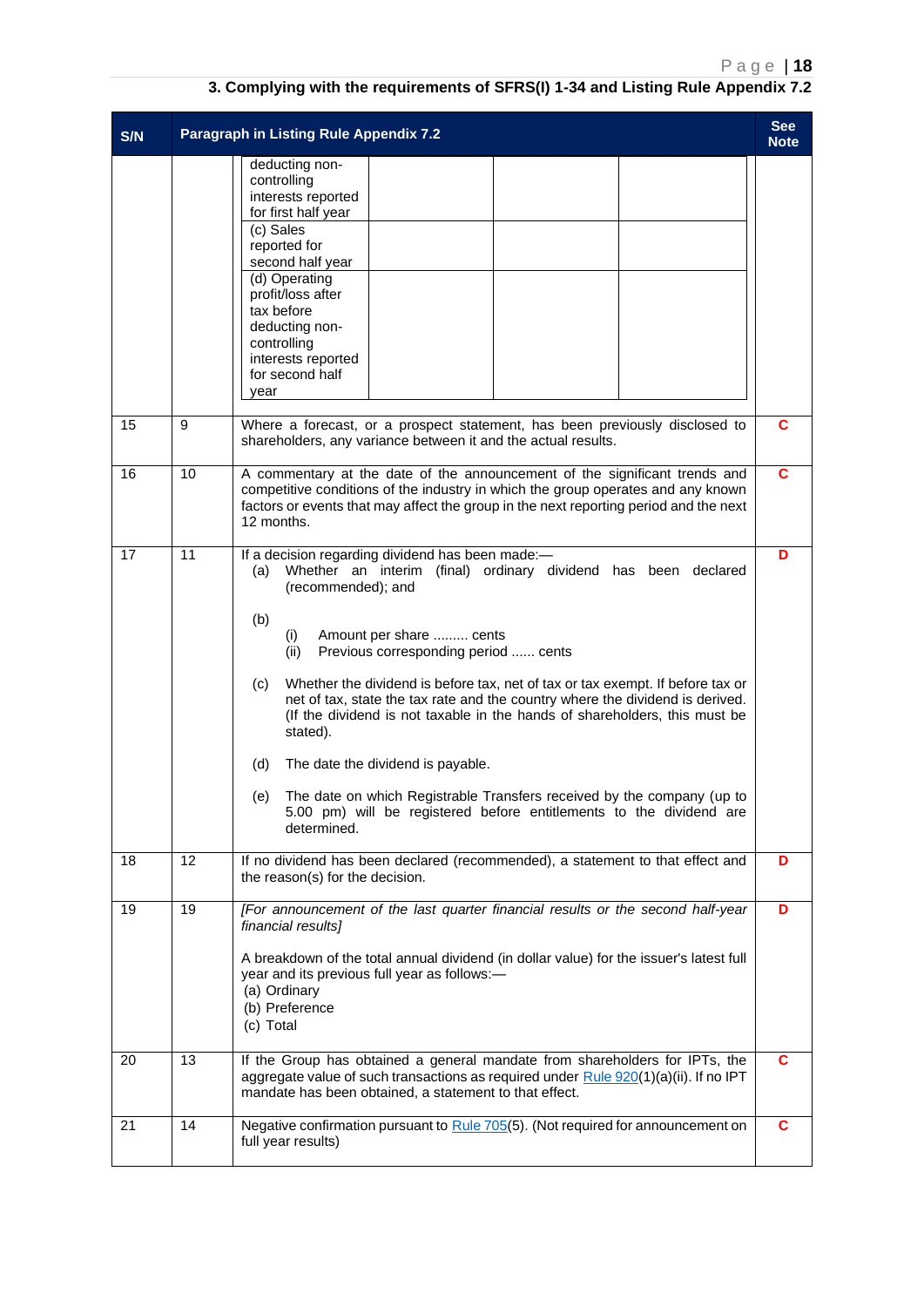### 3. Complying with the requirements of SFRS(I) 1-34 and Listing Rule Appendix 7.2

| S/N | Paragraph in Listing Rule Appendix 7.2 | | See Note |
|---|---|---|---|
| | | deducting non-controlling interests reported for first half year<br>(c) Sales reported for second half year<br>(d) Operating profit/loss after tax before deducting non-controlling interests reported for second half year | |
| 15 | 9 | Where a forecast, or a prospect statement, has been previously disclosed to shareholders, any variance between it and the actual results. | **C** |
| 16 | 10 | A commentary at the date of the announcement of the significant trends and competitive conditions of the industry in which the group operates and any known factors or events that may affect the group in the next reporting period and the next 12 months. | **C** |
| 17 | 11 | If a decision regarding dividend has been made:—<br>(a) Whether an interim (final) ordinary dividend has been declared (recommended); and<br>(b)<br>(i) Amount per share ......... cents<br>(ii) Previous corresponding period ...... cents<br>(c) Whether the dividend is before tax, net of tax or tax exempt. If before tax or net of tax, state the tax rate and the country where the dividend is derived. (If the dividend is not taxable in the hands of shareholders, this must be stated).<br>(d) The date the dividend is payable.<br>(e) The date on which Registrable Transfers received by the company (up to 5.00 pm) will be registered before entitlements to the dividend are determined. | **D** |
| 18 | 12 | If no dividend has been declared (recommended), a statement to that effect and the reason(s) for the decision. | **D** |
| 19 | 19 | *[For announcement of the last quarter financial results or the second half-year financial results]*<br>A breakdown of the total annual dividend (in dollar value) for the issuer's latest full year and its previous full year as follows:—<br>(a) Ordinary<br>(b) Preference<br>(c) Total | **D** |
| 20 | 13 | If the Group has obtained a general mandate from shareholders for IPTs, the aggregate value of such transactions as required under Rule 920(1)(a)(ii). If no IPT mandate has been obtained, a statement to that effect. | **C** |
| 21 | 14 | Negative confirmation pursuant to Rule 705(5). (Not required for announcement on full year results) | **C** |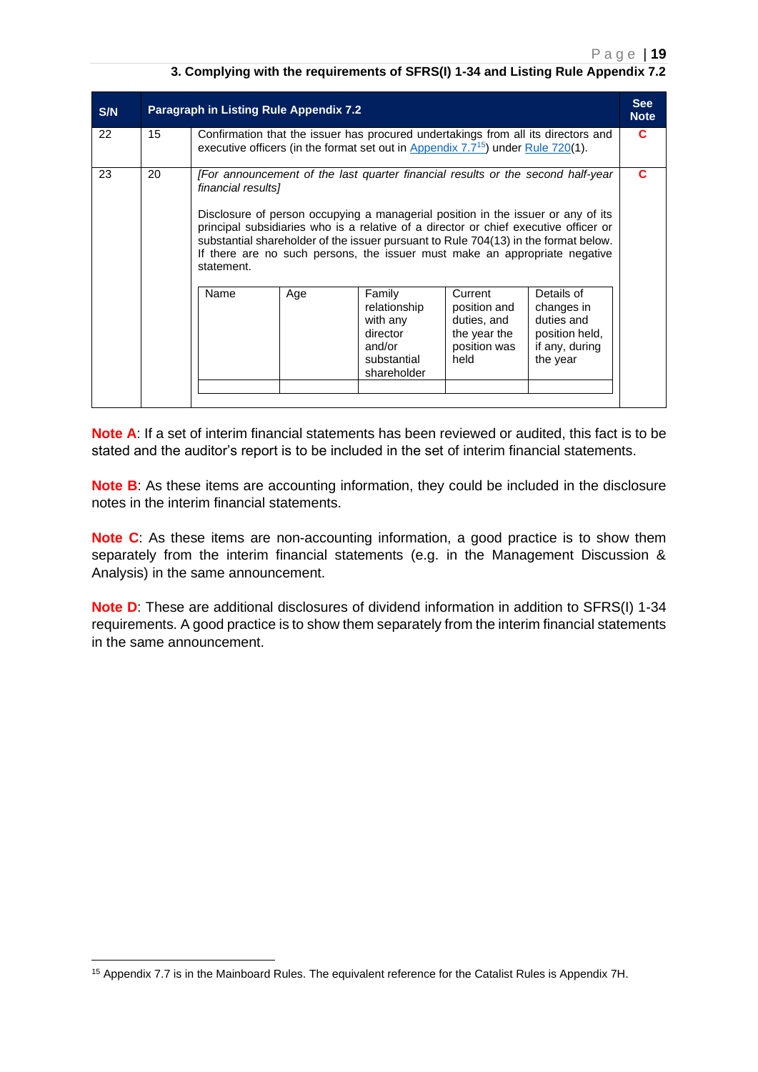### 3. Complying with the requirements of SFRS(I) 1-34 and Listing Rule Appendix 7.2

| S/N | Paragraph in Listing Rule Appendix 7.2 | | See Note |
|---|---|---|---|
| 22 | 15 | Confirmation that the issuer has procured undertakings from all its directors and executive officers (in the format set out in Appendix 7.7[15]) under Rule 720(1). | C |
| 23 | 20 | *[For announcement of the last quarter financial results or the second half-year financial results]*<br><br>Disclosure of person occupying a managerial position in the issuer or any of its principal subsidiaries who is a relative of a director or chief executive officer or substantial shareholder of the issuer pursuant to Rule 704(13) in the format below. If there are no such persons, the issuer must make an appropriate negative statement.<br><br>Name / Age / Family relationship with any director and/or substantial shareholder / Current position and duties, and the year the position was held / Details of changes in duties and position held, if any, during the year | C |

| Name | Age | Family relationship with any director and/or substantial shareholder | Current position and duties, and the year the position was held | Details of changes in duties and position held, if any, during the year |
|---|---|---|---|---|
| | | | | |

**Note A**: If a set of interim financial statements has been reviewed or audited, this fact is to be stated and the auditor's report is to be included in the set of interim financial statements.

**Note B**: As these items are accounting information, they could be included in the disclosure notes in the interim financial statements.

**Note C**: As these items are non-accounting information, a good practice is to show them separately from the interim financial statements (e.g. in the Management Discussion & Analysis) in the same announcement.

**Note D**: These are additional disclosures of dividend information in addition to SFRS(I) 1-34 requirements. A good practice is to show them separately from the interim financial statements in the same announcement.

---

[15] Appendix 7.7 is in the Mainboard Rules. The equivalent reference for the Catalist Rules is Appendix 7H.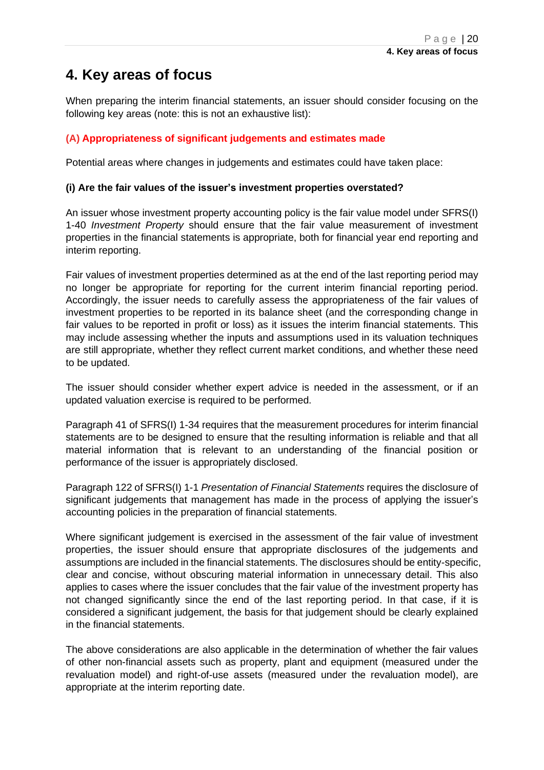# 4. Key areas of focus

When preparing the interim financial statements, an issuer should consider focusing on the following key areas (note: this is not an exhaustive list):

## (A) Appropriateness of significant judgements and estimates made

Potential areas where changes in judgements and estimates could have taken place:

### (i) Are the fair values of the issuer's investment properties overstated?

An issuer whose investment property accounting policy is the fair value model under SFRS(I) 1-40 *Investment Property* should ensure that the fair value measurement of investment properties in the financial statements is appropriate, both for financial year end reporting and interim reporting.

Fair values of investment properties determined as at the end of the last reporting period may no longer be appropriate for reporting for the current interim financial reporting period. Accordingly, the issuer needs to carefully assess the appropriateness of the fair values of investment properties to be reported in its balance sheet (and the corresponding change in fair values to be reported in profit or loss) as it issues the interim financial statements. This may include assessing whether the inputs and assumptions used in its valuation techniques are still appropriate, whether they reflect current market conditions, and whether these need to be updated.

The issuer should consider whether expert advice is needed in the assessment, or if an updated valuation exercise is required to be performed.

Paragraph 41 of SFRS(I) 1-34 requires that the measurement procedures for interim financial statements are to be designed to ensure that the resulting information is reliable and that all material information that is relevant to an understanding of the financial position or performance of the issuer is appropriately disclosed.

Paragraph 122 of SFRS(I) 1-1 *Presentation of Financial Statements* requires the disclosure of significant judgements that management has made in the process of applying the issuer's accounting policies in the preparation of financial statements.

Where significant judgement is exercised in the assessment of the fair value of investment properties, the issuer should ensure that appropriate disclosures of the judgements and assumptions are included in the financial statements. The disclosures should be entity-specific, clear and concise, without obscuring material information in unnecessary detail. This also applies to cases where the issuer concludes that the fair value of the investment property has not changed significantly since the end of the last reporting period. In that case, if it is considered a significant judgement, the basis for that judgement should be clearly explained in the financial statements.

The above considerations are also applicable in the determination of whether the fair values of other non-financial assets such as property, plant and equipment (measured under the revaluation model) and right-of-use assets (measured under the revaluation model), are appropriate at the interim reporting date.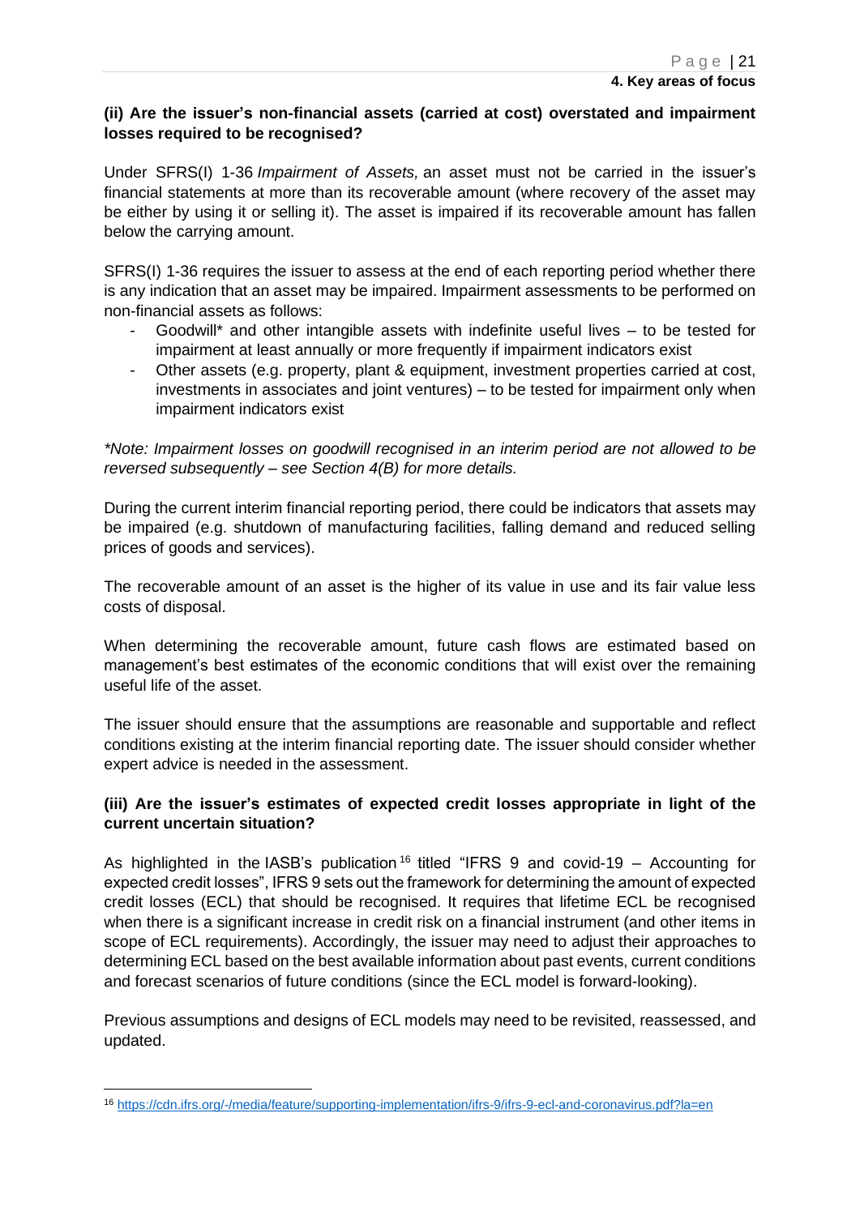### (ii) Are the issuer's non-financial assets (carried at cost) overstated and impairment losses required to be recognised?

Under SFRS(I) 1-36 *Impairment of Assets,* an asset must not be carried in the issuer's financial statements at more than its recoverable amount (where recovery of the asset may be either by using it or selling it). The asset is impaired if its recoverable amount has fallen below the carrying amount.

SFRS(I) 1-36 requires the issuer to assess at the end of each reporting period whether there is any indication that an asset may be impaired. Impairment assessments to be performed on non-financial assets as follows:

- Goodwill* and other intangible assets with indefinite useful lives – to be tested for impairment at least annually or more frequently if impairment indicators exist
- Other assets (e.g. property, plant & equipment, investment properties carried at cost, investments in associates and joint ventures) – to be tested for impairment only when impairment indicators exist

*\*Note: Impairment losses on goodwill recognised in an interim period are not allowed to be reversed subsequently – see Section 4(B) for more details.*

During the current interim financial reporting period, there could be indicators that assets may be impaired (e.g. shutdown of manufacturing facilities, falling demand and reduced selling prices of goods and services).

The recoverable amount of an asset is the higher of its value in use and its fair value less costs of disposal.

When determining the recoverable amount, future cash flows are estimated based on management's best estimates of the economic conditions that will exist over the remaining useful life of the asset.

The issuer should ensure that the assumptions are reasonable and supportable and reflect conditions existing at the interim financial reporting date. The issuer should consider whether expert advice is needed in the assessment.

### (iii) Are the issuer's estimates of expected credit losses appropriate in light of the current uncertain situation?

As highlighted in the IASB's publication[16] titled "IFRS 9 and covid-19 – Accounting for expected credit losses", IFRS 9 sets out the framework for determining the amount of expected credit losses (ECL) that should be recognised. It requires that lifetime ECL be recognised when there is a significant increase in credit risk on a financial instrument (and other items in scope of ECL requirements). Accordingly, the issuer may need to adjust their approaches to determining ECL based on the best available information about past events, current conditions and forecast scenarios of future conditions (since the ECL model is forward-looking).

Previous assumptions and designs of ECL models may need to be revisited, reassessed, and updated.

[16] https://cdn.ifrs.org/-/media/feature/supporting-implementation/ifrs-9/ifrs-9-ecl-and-coronavirus.pdf?la=en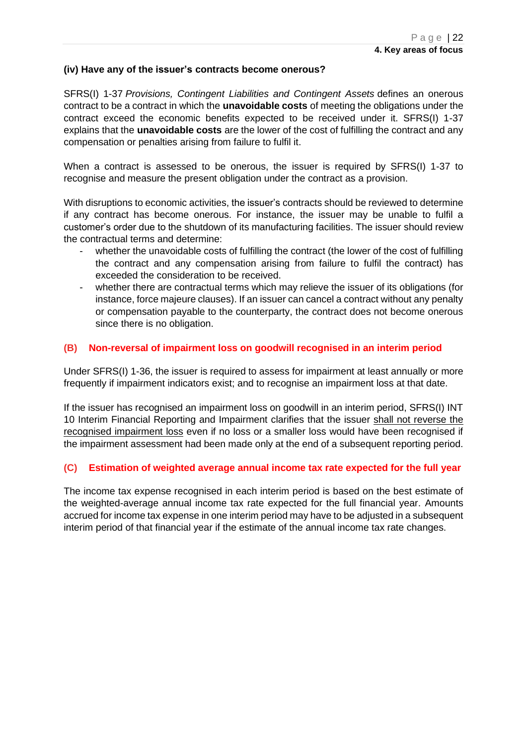#### (iv) Have any of the issuer's contracts become onerous?

SFRS(I) 1-37 *Provisions, Contingent Liabilities and Contingent Assets* defines an onerous contract to be a contract in which the **unavoidable costs** of meeting the obligations under the contract exceed the economic benefits expected to be received under it. SFRS(I) 1-37 explains that the **unavoidable costs** are the lower of the cost of fulfilling the contract and any compensation or penalties arising from failure to fulfil it.

When a contract is assessed to be onerous, the issuer is required by SFRS(I) 1-37 to recognise and measure the present obligation under the contract as a provision.

With disruptions to economic activities, the issuer's contracts should be reviewed to determine if any contract has become onerous. For instance, the issuer may be unable to fulfil a customer's order due to the shutdown of its manufacturing facilities. The issuer should review the contractual terms and determine:

- whether the unavoidable costs of fulfilling the contract (the lower of the cost of fulfilling the contract and any compensation arising from failure to fulfil the contract) has exceeded the consideration to be received.
- whether there are contractual terms which may relieve the issuer of its obligations (for instance, force majeure clauses). If an issuer can cancel a contract without any penalty or compensation payable to the counterparty, the contract does not become onerous since there is no obligation.

### (B) Non-reversal of impairment loss on goodwill recognised in an interim period

Under SFRS(I) 1-36, the issuer is required to assess for impairment at least annually or more frequently if impairment indicators exist; and to recognise an impairment loss at that date.

If the issuer has recognised an impairment loss on goodwill in an interim period, SFRS(I) INT 10 Interim Financial Reporting and Impairment clarifies that the issuer shall not reverse the recognised impairment loss even if no loss or a smaller loss would have been recognised if the impairment assessment had been made only at the end of a subsequent reporting period.

### (C) Estimation of weighted average annual income tax rate expected for the full year

The income tax expense recognised in each interim period is based on the best estimate of the weighted-average annual income tax rate expected for the full financial year. Amounts accrued for income tax expense in one interim period may have to be adjusted in a subsequent interim period of that financial year if the estimate of the annual income tax rate changes.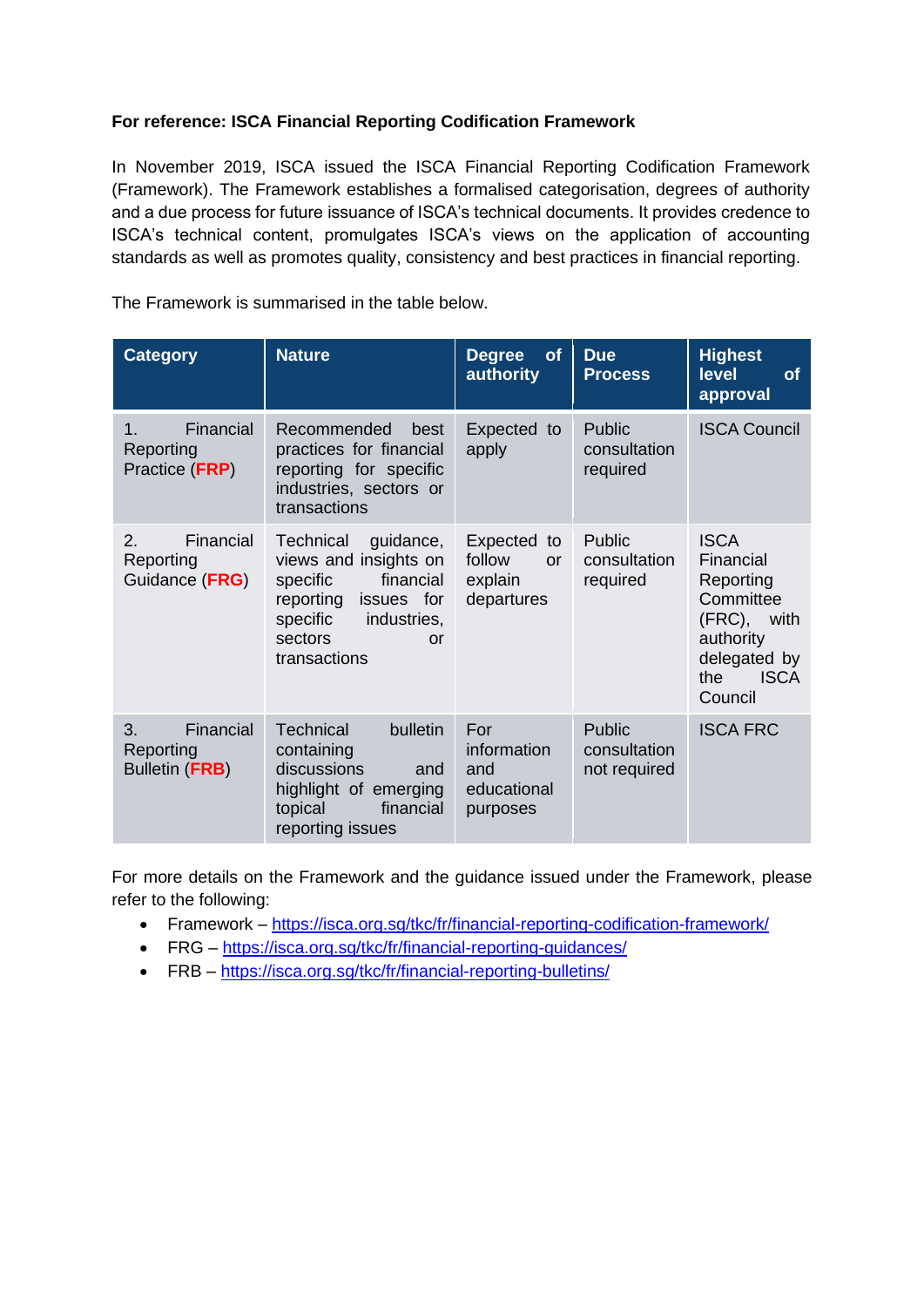**For reference: ISCA Financial Reporting Codification Framework**

In November 2019, ISCA issued the ISCA Financial Reporting Codification Framework (Framework). The Framework establishes a formalised categorisation, degrees of authority and a due process for future issuance of ISCA's technical documents. It provides credence to ISCA's technical content, promulgates ISCA's views on the application of accounting standards as well as promotes quality, consistency and best practices in financial reporting.

The Framework is summarised in the table below.

| Category | Nature | Degree of authority | Due Process | Highest level of approval |
|---|---|---|---|---|
| 1. Financial Reporting Practice (**FRP**) | Recommended best practices for financial reporting for specific industries, sectors or transactions | Expected to apply | Public consultation required | ISCA Council |
| 2. Financial Reporting Guidance (**FRG**) | Technical guidance, views and insights on specific financial reporting issues for specific industries, sectors or transactions | Expected to follow or explain departures | Public consultation required | ISCA Financial Reporting Committee (FRC), with authority delegated by the ISCA Council |
| 3. Financial Reporting Bulletin (**FRB**) | Technical bulletin containing discussions and highlight of emerging topical financial reporting issues | For information and educational purposes | Public consultation not required | ISCA FRC |

For more details on the Framework and the guidance issued under the Framework, please refer to the following:

- Framework – https://isca.org.sg/tkc/fr/financial-reporting-codification-framework/
- FRG – https://isca.org.sg/tkc/fr/financial-reporting-guidances/
- FRB – https://isca.org.sg/tkc/fr/financial-reporting-bulletins/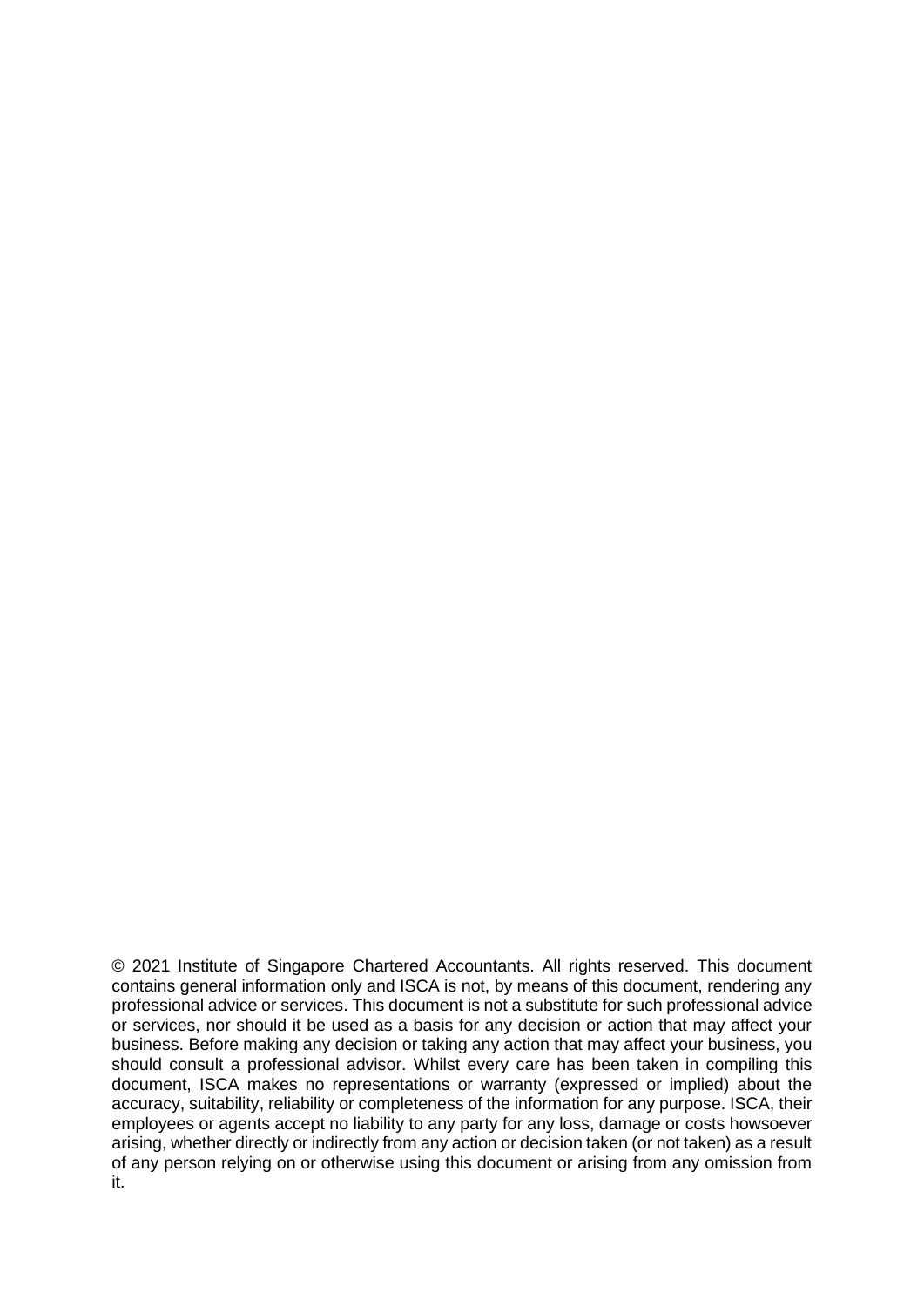© 2021 Institute of Singapore Chartered Accountants. All rights reserved. This document contains general information only and ISCA is not, by means of this document, rendering any professional advice or services. This document is not a substitute for such professional advice or services, nor should it be used as a basis for any decision or action that may affect your business. Before making any decision or taking any action that may affect your business, you should consult a professional advisor. Whilst every care has been taken in compiling this document, ISCA makes no representations or warranty (expressed or implied) about the accuracy, suitability, reliability or completeness of the information for any purpose. ISCA, their employees or agents accept no liability to any party for any loss, damage or costs howsoever arising, whether directly or indirectly from any action or decision taken (or not taken) as a result of any person relying on or otherwise using this document or arising from any omission from it.